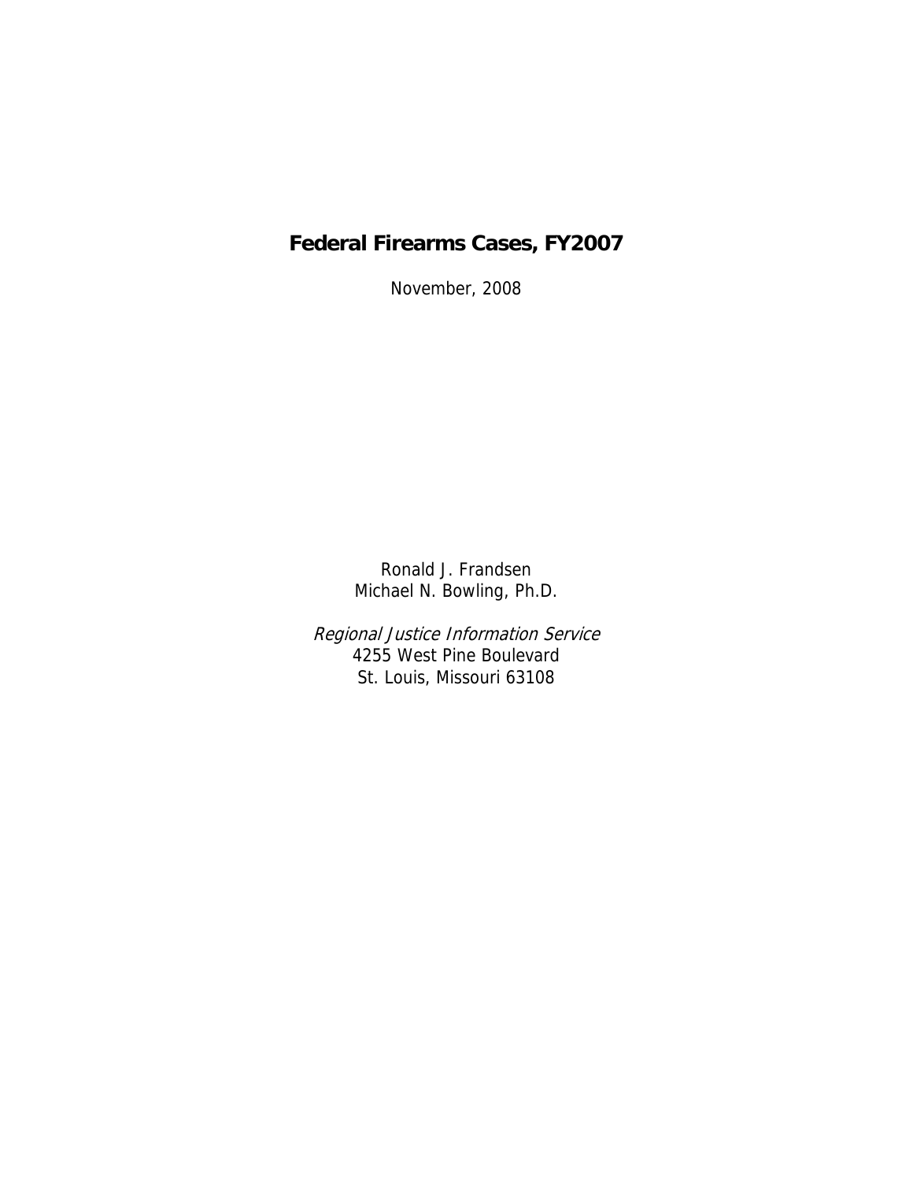# Federal Firearms Cases, FY2007

November, 2008

Ronald J. Frandsen
Michael N. Bowling, Ph.D.

*Regional Justice Information Service*
4255 West Pine Boulevard
St. Louis, Missouri 63108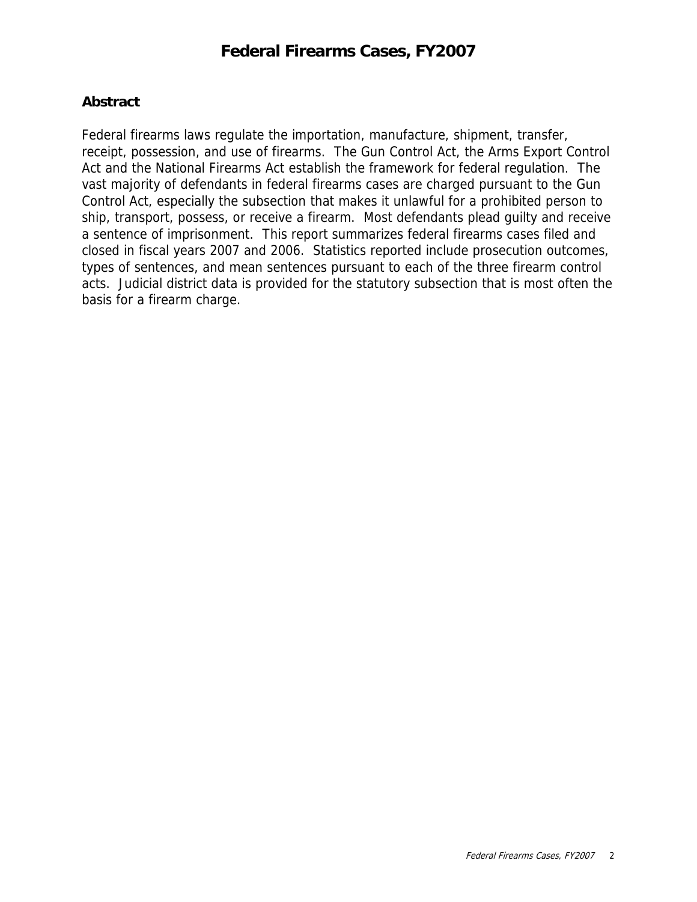# Federal Firearms Cases, FY2007

## Abstract

Federal firearms laws regulate the importation, manufacture, shipment, transfer, receipt, possession, and use of firearms. The Gun Control Act, the Arms Export Control Act and the National Firearms Act establish the framework for federal regulation. The vast majority of defendants in federal firearms cases are charged pursuant to the Gun Control Act, especially the subsection that makes it unlawful for a prohibited person to ship, transport, possess, or receive a firearm. Most defendants plead guilty and receive a sentence of imprisonment. This report summarizes federal firearms cases filed and closed in fiscal years 2007 and 2006. Statistics reported include prosecution outcomes, types of sentences, and mean sentences pursuant to each of the three firearm control acts. Judicial district data is provided for the statutory subsection that is most often the basis for a firearm charge.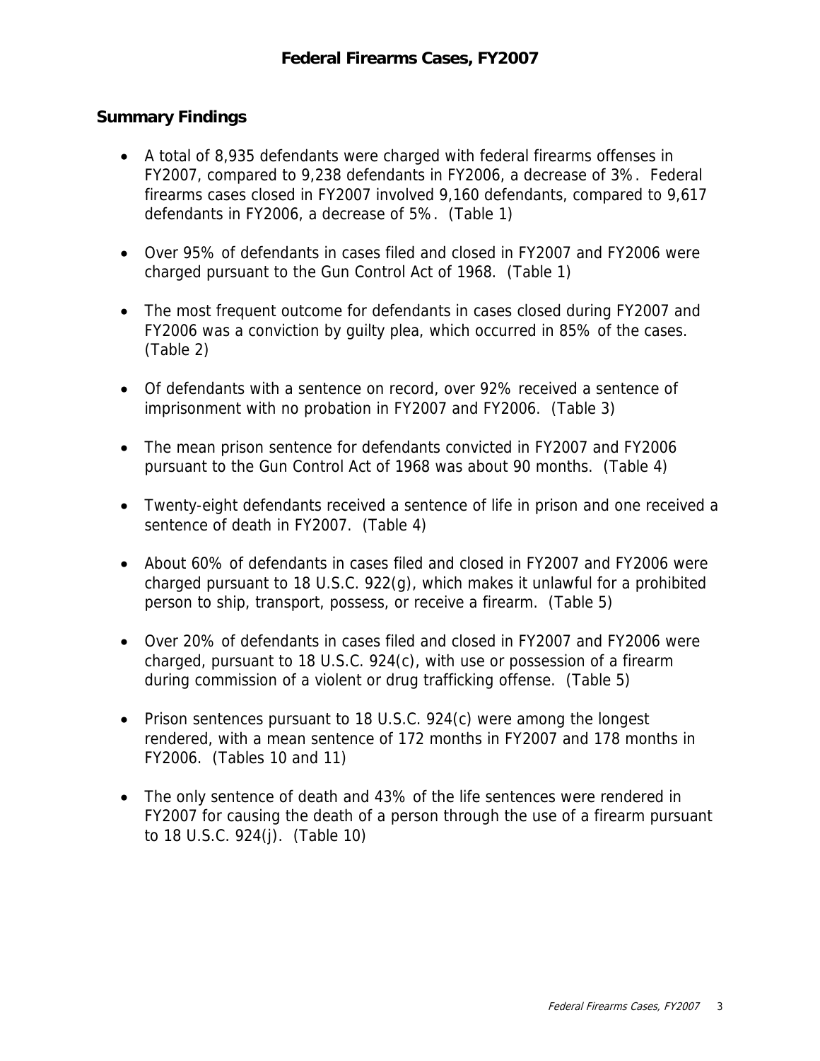## Federal Firearms Cases, FY2007

### Summary Findings

- A total of 8,935 defendants were charged with federal firearms offenses in FY2007, compared to 9,238 defendants in FY2006, a decrease of 3%. Federal firearms cases closed in FY2007 involved 9,160 defendants, compared to 9,617 defendants in FY2006, a decrease of 5%. (Table 1)

- Over 95% of defendants in cases filed and closed in FY2007 and FY2006 were charged pursuant to the Gun Control Act of 1968. (Table 1)

- The most frequent outcome for defendants in cases closed during FY2007 and FY2006 was a conviction by guilty plea, which occurred in 85% of the cases. (Table 2)

- Of defendants with a sentence on record, over 92% received a sentence of imprisonment with no probation in FY2007 and FY2006. (Table 3)

- The mean prison sentence for defendants convicted in FY2007 and FY2006 pursuant to the Gun Control Act of 1968 was about 90 months. (Table 4)

- Twenty-eight defendants received a sentence of life in prison and one received a sentence of death in FY2007. (Table 4)

- About 60% of defendants in cases filed and closed in FY2007 and FY2006 were charged pursuant to 18 U.S.C. 922(g), which makes it unlawful for a prohibited person to ship, transport, possess, or receive a firearm. (Table 5)

- Over 20% of defendants in cases filed and closed in FY2007 and FY2006 were charged, pursuant to 18 U.S.C. 924(c), with use or possession of a firearm during commission of a violent or drug trafficking offense. (Table 5)

- Prison sentences pursuant to 18 U.S.C. 924(c) were among the longest rendered, with a mean sentence of 172 months in FY2007 and 178 months in FY2006. (Tables 10 and 11)

- The only sentence of death and 43% of the life sentences were rendered in FY2007 for causing the death of a person through the use of a firearm pursuant to 18 U.S.C. 924(j). (Table 10)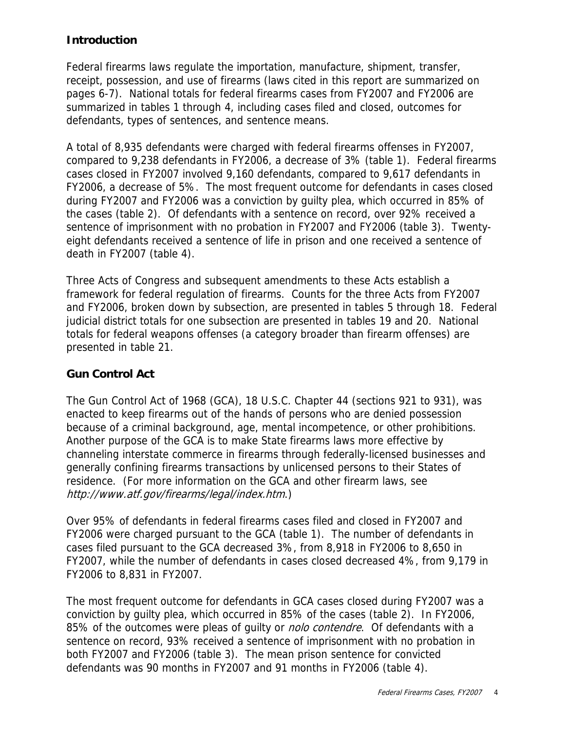## Introduction

Federal firearms laws regulate the importation, manufacture, shipment, transfer, receipt, possession, and use of firearms (laws cited in this report are summarized on pages 6-7). National totals for federal firearms cases from FY2007 and FY2006 are summarized in tables 1 through 4, including cases filed and closed, outcomes for defendants, types of sentences, and sentence means.

A total of 8,935 defendants were charged with federal firearms offenses in FY2007, compared to 9,238 defendants in FY2006, a decrease of 3% (table 1). Federal firearms cases closed in FY2007 involved 9,160 defendants, compared to 9,617 defendants in FY2006, a decrease of 5%. The most frequent outcome for defendants in cases closed during FY2007 and FY2006 was a conviction by guilty plea, which occurred in 85% of the cases (table 2). Of defendants with a sentence on record, over 92% received a sentence of imprisonment with no probation in FY2007 and FY2006 (table 3). Twenty-eight defendants received a sentence of life in prison and one received a sentence of death in FY2007 (table 4).

Three Acts of Congress and subsequent amendments to these Acts establish a framework for federal regulation of firearms. Counts for the three Acts from FY2007 and FY2006, broken down by subsection, are presented in tables 5 through 18. Federal judicial district totals for one subsection are presented in tables 19 and 20. National totals for federal weapons offenses (a category broader than firearm offenses) are presented in table 21.

## Gun Control Act

The Gun Control Act of 1968 (GCA), 18 U.S.C. Chapter 44 (sections 921 to 931), was enacted to keep firearms out of the hands of persons who are denied possession because of a criminal background, age, mental incompetence, or other prohibitions. Another purpose of the GCA is to make State firearms laws more effective by channeling interstate commerce in firearms through federally-licensed businesses and generally confining firearms transactions by unlicensed persons to their States of residence. (For more information on the GCA and other firearm laws, see *http://www.atf.gov/firearms/legal/index.htm*.)

Over 95% of defendants in federal firearms cases filed and closed in FY2007 and FY2006 were charged pursuant to the GCA (table 1). The number of defendants in cases filed pursuant to the GCA decreased 3%, from 8,918 in FY2006 to 8,650 in FY2007, while the number of defendants in cases closed decreased 4%, from 9,179 in FY2006 to 8,831 in FY2007.

The most frequent outcome for defendants in GCA cases closed during FY2007 was a conviction by guilty plea, which occurred in 85% of the cases (table 2). In FY2006, 85% of the outcomes were pleas of guilty or *nolo contendre*. Of defendants with a sentence on record, 93% received a sentence of imprisonment with no probation in both FY2007 and FY2006 (table 3). The mean prison sentence for convicted defendants was 90 months in FY2007 and 91 months in FY2006 (table 4).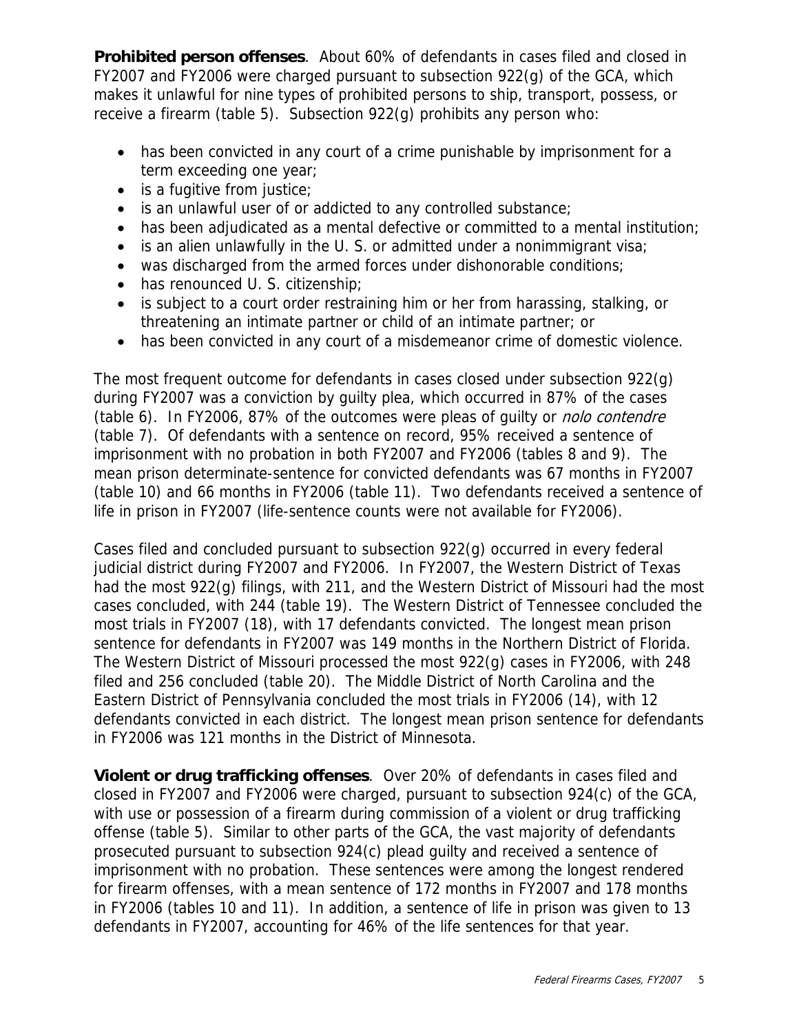**Prohibited person offenses**. About 60% of defendants in cases filed and closed in FY2007 and FY2006 were charged pursuant to subsection 922(g) of the GCA, which makes it unlawful for nine types of prohibited persons to ship, transport, possess, or receive a firearm (table 5). Subsection 922(g) prohibits any person who:

- has been convicted in any court of a crime punishable by imprisonment for a term exceeding one year;
- is a fugitive from justice;
- is an unlawful user of or addicted to any controlled substance;
- has been adjudicated as a mental defective or committed to a mental institution;
- is an alien unlawfully in the U. S. or admitted under a nonimmigrant visa;
- was discharged from the armed forces under dishonorable conditions;
- has renounced U. S. citizenship;
- is subject to a court order restraining him or her from harassing, stalking, or threatening an intimate partner or child of an intimate partner; or
- has been convicted in any court of a misdemeanor crime of domestic violence.

The most frequent outcome for defendants in cases closed under subsection 922(g) during FY2007 was a conviction by guilty plea, which occurred in 87% of the cases (table 6). In FY2006, 87% of the outcomes were pleas of guilty or *nolo contendre* (table 7). Of defendants with a sentence on record, 95% received a sentence of imprisonment with no probation in both FY2007 and FY2006 (tables 8 and 9). The mean prison determinate-sentence for convicted defendants was 67 months in FY2007 (table 10) and 66 months in FY2006 (table 11). Two defendants received a sentence of life in prison in FY2007 (life-sentence counts were not available for FY2006).

Cases filed and concluded pursuant to subsection 922(g) occurred in every federal judicial district during FY2007 and FY2006. In FY2007, the Western District of Texas had the most 922(g) filings, with 211, and the Western District of Missouri had the most cases concluded, with 244 (table 19). The Western District of Tennessee concluded the most trials in FY2007 (18), with 17 defendants convicted. The longest mean prison sentence for defendants in FY2007 was 149 months in the Northern District of Florida. The Western District of Missouri processed the most 922(g) cases in FY2006, with 248 filed and 256 concluded (table 20). The Middle District of North Carolina and the Eastern District of Pennsylvania concluded the most trials in FY2006 (14), with 12 defendants convicted in each district. The longest mean prison sentence for defendants in FY2006 was 121 months in the District of Minnesota.

**Violent or drug trafficking offenses**. Over 20% of defendants in cases filed and closed in FY2007 and FY2006 were charged, pursuant to subsection 924(c) of the GCA, with use or possession of a firearm during commission of a violent or drug trafficking offense (table 5). Similar to other parts of the GCA, the vast majority of defendants prosecuted pursuant to subsection 924(c) plead guilty and received a sentence of imprisonment with no probation. These sentences were among the longest rendered for firearm offenses, with a mean sentence of 172 months in FY2007 and 178 months in FY2006 (tables 10 and 11). In addition, a sentence of life in prison was given to 13 defendants in FY2007, accounting for 46% of the life sentences for that year.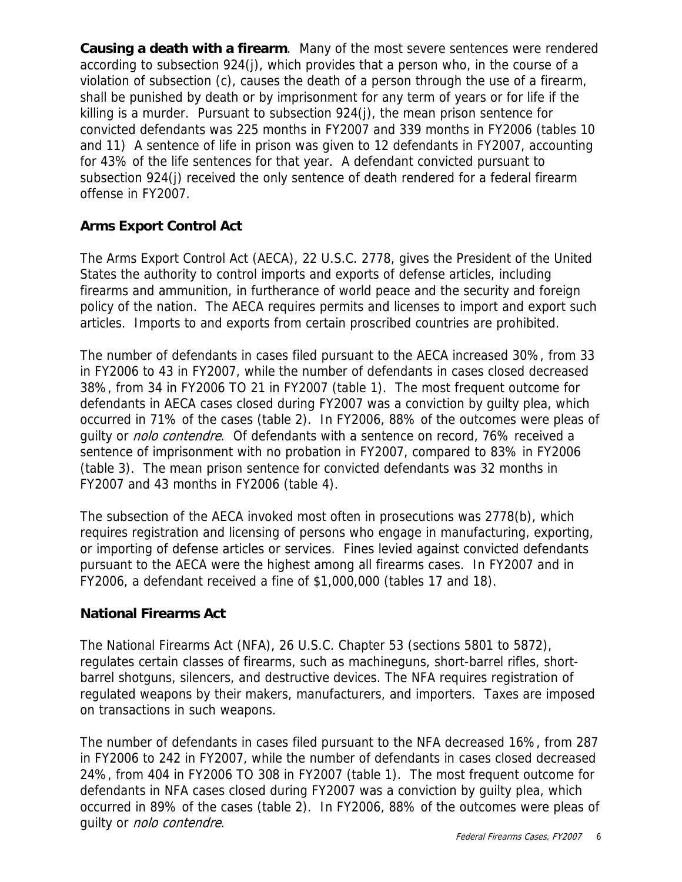**Causing a death with a firearm**. Many of the most severe sentences were rendered according to subsection 924(j), which provides that a person who, in the course of a violation of subsection (c), causes the death of a person through the use of a firearm, shall be punished by death or by imprisonment for any term of years or for life if the killing is a murder. Pursuant to subsection 924(j), the mean prison sentence for convicted defendants was 225 months in FY2007 and 339 months in FY2006 (tables 10 and 11) A sentence of life in prison was given to 12 defendants in FY2007, accounting for 43% of the life sentences for that year. A defendant convicted pursuant to subsection 924(j) received the only sentence of death rendered for a federal firearm offense in FY2007.

## Arms Export Control Act

The Arms Export Control Act (AECA), 22 U.S.C. 2778, gives the President of the United States the authority to control imports and exports of defense articles, including firearms and ammunition, in furtherance of world peace and the security and foreign policy of the nation. The AECA requires permits and licenses to import and export such articles. Imports to and exports from certain proscribed countries are prohibited.

The number of defendants in cases filed pursuant to the AECA increased 30%, from 33 in FY2006 to 43 in FY2007, while the number of defendants in cases closed decreased 38%, from 34 in FY2006 TO 21 in FY2007 (table 1). The most frequent outcome for defendants in AECA cases closed during FY2007 was a conviction by guilty plea, which occurred in 71% of the cases (table 2). In FY2006, 88% of the outcomes were pleas of guilty or *nolo contendre*. Of defendants with a sentence on record, 76% received a sentence of imprisonment with no probation in FY2007, compared to 83% in FY2006 (table 3). The mean prison sentence for convicted defendants was 32 months in FY2007 and 43 months in FY2006 (table 4).

The subsection of the AECA invoked most often in prosecutions was 2778(b), which requires registration and licensing of persons who engage in manufacturing, exporting, or importing of defense articles or services. Fines levied against convicted defendants pursuant to the AECA were the highest among all firearms cases. In FY2007 and in FY2006, a defendant received a fine of $1,000,000 (tables 17 and 18).

## National Firearms Act

The National Firearms Act (NFA), 26 U.S.C. Chapter 53 (sections 5801 to 5872), regulates certain classes of firearms, such as machineguns, short-barrel rifles, short-barrel shotguns, silencers, and destructive devices. The NFA requires registration of regulated weapons by their makers, manufacturers, and importers. Taxes are imposed on transactions in such weapons.

The number of defendants in cases filed pursuant to the NFA decreased 16%, from 287 in FY2006 to 242 in FY2007, while the number of defendants in cases closed decreased 24%, from 404 in FY2006 TO 308 in FY2007 (table 1). The most frequent outcome for defendants in NFA cases closed during FY2007 was a conviction by guilty plea, which occurred in 89% of the cases (table 2). In FY2006, 88% of the outcomes were pleas of guilty or *nolo contendre*.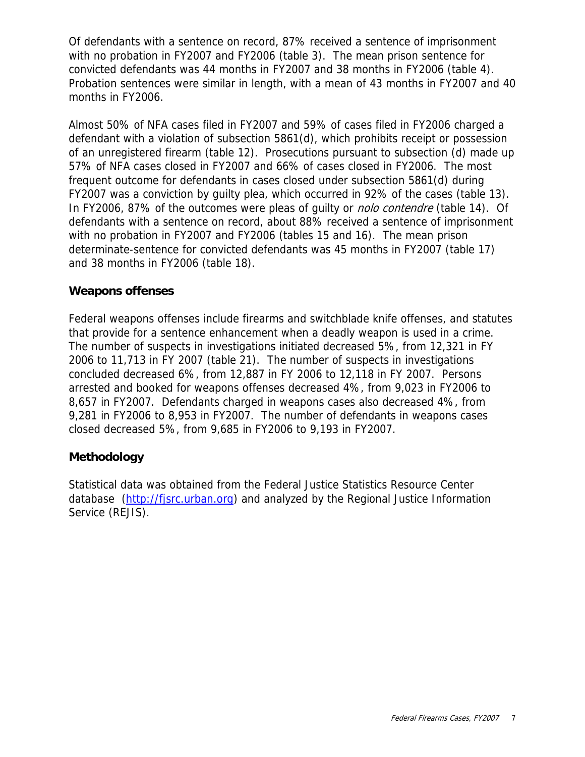Of defendants with a sentence on record, 87% received a sentence of imprisonment with no probation in FY2007 and FY2006 (table 3). The mean prison sentence for convicted defendants was 44 months in FY2007 and 38 months in FY2006 (table 4). Probation sentences were similar in length, with a mean of 43 months in FY2007 and 40 months in FY2006.

Almost 50% of NFA cases filed in FY2007 and 59% of cases filed in FY2006 charged a defendant with a violation of subsection 5861(d), which prohibits receipt or possession of an unregistered firearm (table 12). Prosecutions pursuant to subsection (d) made up 57% of NFA cases closed in FY2007 and 66% of cases closed in FY2006. The most frequent outcome for defendants in cases closed under subsection 5861(d) during FY2007 was a conviction by guilty plea, which occurred in 92% of the cases (table 13). In FY2006, 87% of the outcomes were pleas of guilty or *nolo contendre* (table 14). Of defendants with a sentence on record, about 88% received a sentence of imprisonment with no probation in FY2007 and FY2006 (tables 15 and 16). The mean prison determinate-sentence for convicted defendants was 45 months in FY2007 (table 17) and 38 months in FY2006 (table 18).

## Weapons offenses

Federal weapons offenses include firearms and switchblade knife offenses, and statutes that provide for a sentence enhancement when a deadly weapon is used in a crime. The number of suspects in investigations initiated decreased 5%, from 12,321 in FY 2006 to 11,713 in FY 2007 (table 21). The number of suspects in investigations concluded decreased 6%, from 12,887 in FY 2006 to 12,118 in FY 2007. Persons arrested and booked for weapons offenses decreased 4%, from 9,023 in FY2006 to 8,657 in FY2007. Defendants charged in weapons cases also decreased 4%, from 9,281 in FY2006 to 8,953 in FY2007. The number of defendants in weapons cases closed decreased 5%, from 9,685 in FY2006 to 9,193 in FY2007.

## Methodology

Statistical data was obtained from the Federal Justice Statistics Resource Center database (http://fjsrc.urban.org) and analyzed by the Regional Justice Information Service (REJIS).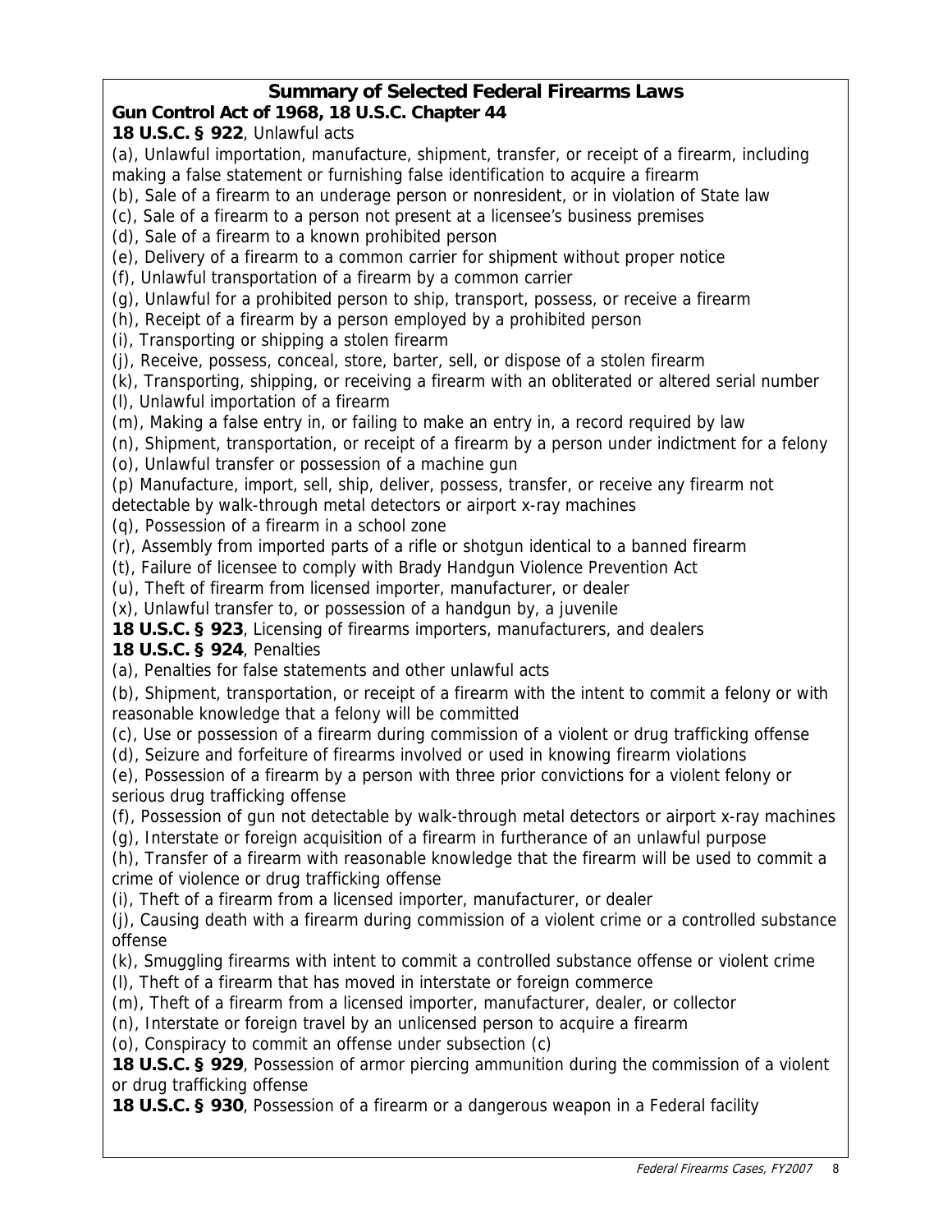## Summary of Selected Federal Firearms Laws

**Gun Control Act of 1968, 18 U.S.C. Chapter 44**

**18 U.S.C. § 922**, Unlawful acts

(a), Unlawful importation, manufacture, shipment, transfer, or receipt of a firearm, including making a false statement or furnishing false identification to acquire a firearm
(b), Sale of a firearm to an underage person or nonresident, or in violation of State law
(c), Sale of a firearm to a person not present at a licensee's business premises
(d), Sale of a firearm to a known prohibited person
(e), Delivery of a firearm to a common carrier for shipment without proper notice
(f), Unlawful transportation of a firearm by a common carrier
(g), Unlawful for a prohibited person to ship, transport, possess, or receive a firearm
(h), Receipt of a firearm by a person employed by a prohibited person
(i), Transporting or shipping a stolen firearm
(j), Receive, possess, conceal, store, barter, sell, or dispose of a stolen firearm
(k), Transporting, shipping, or receiving a firearm with an obliterated or altered serial number
(l), Unlawful importation of a firearm
(m), Making a false entry in, or failing to make an entry in, a record required by law
(n), Shipment, transportation, or receipt of a firearm by a person under indictment for a felony
(o), Unlawful transfer or possession of a machine gun
(p) Manufacture, import, sell, ship, deliver, possess, transfer, or receive any firearm not detectable by walk-through metal detectors or airport x-ray machines
(q), Possession of a firearm in a school zone
(r), Assembly from imported parts of a rifle or shotgun identical to a banned firearm
(t), Failure of licensee to comply with Brady Handgun Violence Prevention Act
(u), Theft of firearm from licensed importer, manufacturer, or dealer
(x), Unlawful transfer to, or possession of a handgun by, a juvenile

**18 U.S.C. § 923**, Licensing of firearms importers, manufacturers, and dealers

**18 U.S.C. § 924**, Penalties

(a), Penalties for false statements and other unlawful acts
(b), Shipment, transportation, or receipt of a firearm with the intent to commit a felony or with reasonable knowledge that a felony will be committed
(c), Use or possession of a firearm during commission of a violent or drug trafficking offense
(d), Seizure and forfeiture of firearms involved or used in knowing firearm violations
(e), Possession of a firearm by a person with three prior convictions for a violent felony or serious drug trafficking offense
(f), Possession of gun not detectable by walk-through metal detectors or airport x-ray machines
(g), Interstate or foreign acquisition of a firearm in furtherance of an unlawful purpose
(h), Transfer of a firearm with reasonable knowledge that the firearm will be used to commit a crime of violence or drug trafficking offense
(i), Theft of a firearm from a licensed importer, manufacturer, or dealer
(j), Causing death with a firearm during commission of a violent crime or a controlled substance offense
(k), Smuggling firearms with intent to commit a controlled substance offense or violent crime
(l), Theft of a firearm that has moved in interstate or foreign commerce
(m), Theft of a firearm from a licensed importer, manufacturer, dealer, or collector
(n), Interstate or foreign travel by an unlicensed person to acquire a firearm
(o), Conspiracy to commit an offense under subsection (c)

**18 U.S.C. § 929**, Possession of armor piercing ammunition during the commission of a violent or drug trafficking offense

**18 U.S.C. § 930**, Possession of a firearm or a dangerous weapon in a Federal facility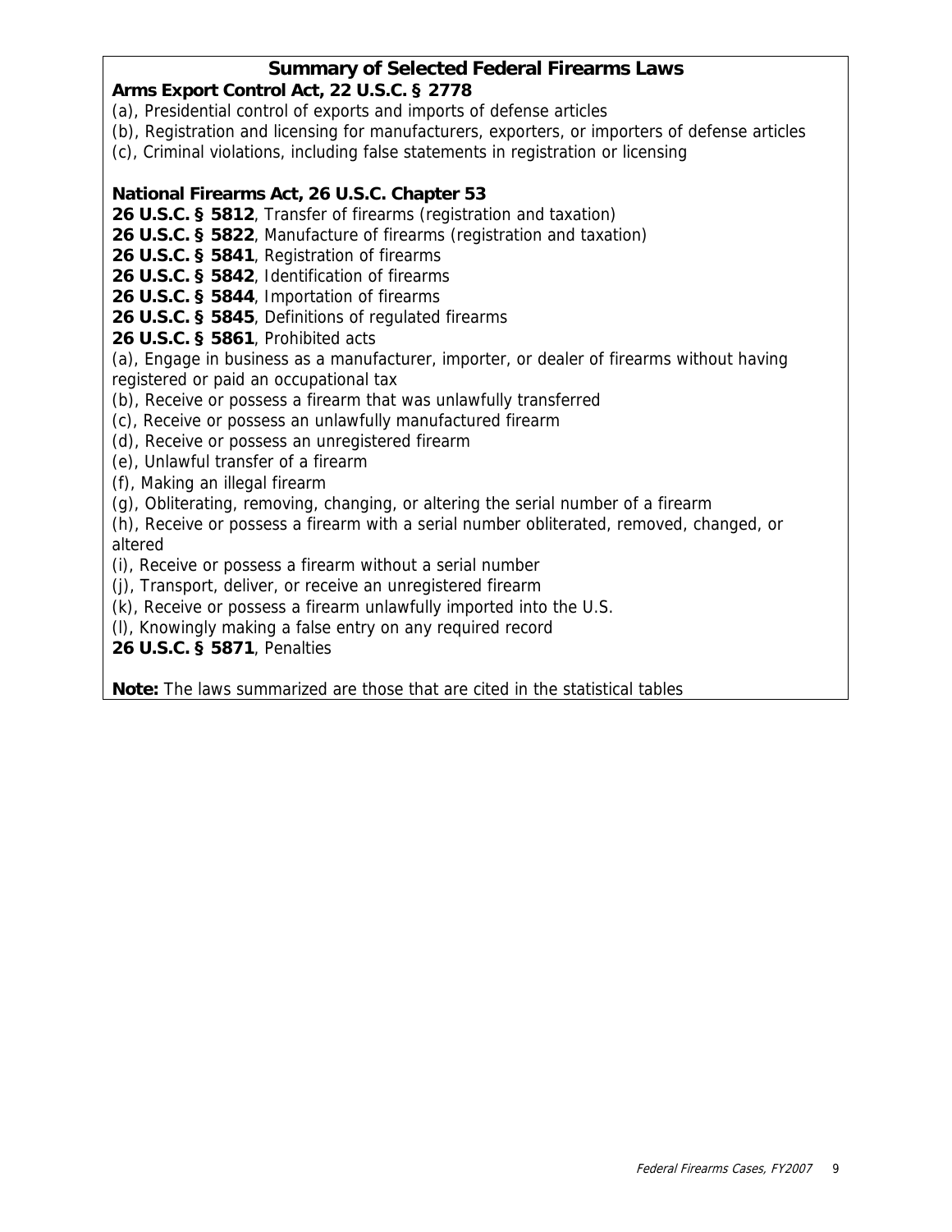## Summary of Selected Federal Firearms Laws

**Arms Export Control Act, 22 U.S.C. § 2778**

(a), Presidential control of exports and imports of defense articles

(b), Registration and licensing for manufacturers, exporters, or importers of defense articles

(c), Criminal violations, including false statements in registration or licensing

**National Firearms Act, 26 U.S.C. Chapter 53**

**26 U.S.C. § 5812**, Transfer of firearms (registration and taxation)

**26 U.S.C. § 5822**, Manufacture of firearms (registration and taxation)

**26 U.S.C. § 5841**, Registration of firearms

**26 U.S.C. § 5842**, Identification of firearms

**26 U.S.C. § 5844**, Importation of firearms

**26 U.S.C. § 5845**, Definitions of regulated firearms

**26 U.S.C. § 5861**, Prohibited acts

(a), Engage in business as a manufacturer, importer, or dealer of firearms without having registered or paid an occupational tax

(b), Receive or possess a firearm that was unlawfully transferred

(c), Receive or possess an unlawfully manufactured firearm

(d), Receive or possess an unregistered firearm

(e), Unlawful transfer of a firearm

(f), Making an illegal firearm

(g), Obliterating, removing, changing, or altering the serial number of a firearm

(h), Receive or possess a firearm with a serial number obliterated, removed, changed, or altered

(i), Receive or possess a firearm without a serial number

(j), Transport, deliver, or receive an unregistered firearm

(k), Receive or possess a firearm unlawfully imported into the U.S.

(l), Knowingly making a false entry on any required record

**26 U.S.C. § 5871**, Penalties

**Note:** The laws summarized are those that are cited in the statistical tables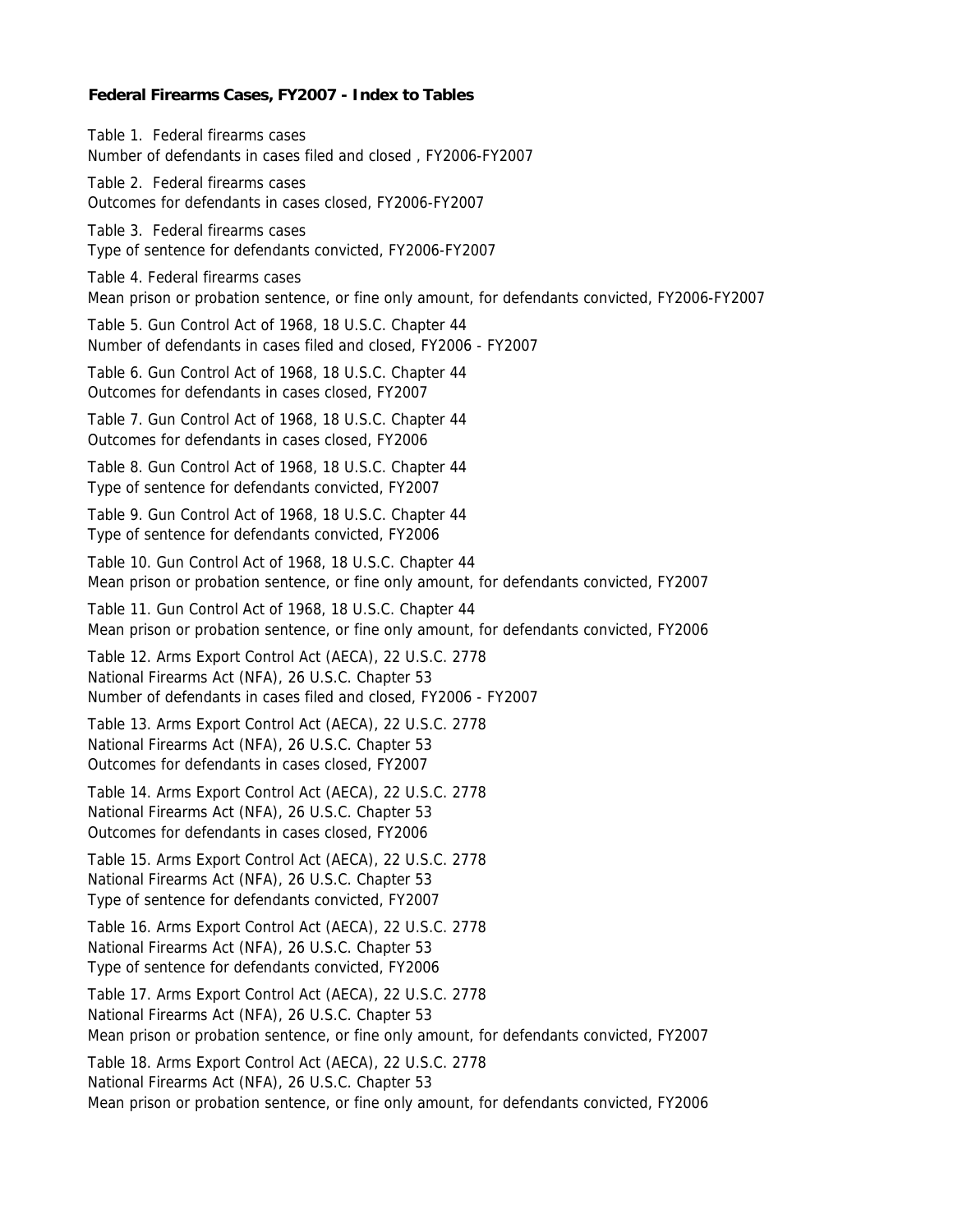**Federal Firearms Cases, FY2007 - Index to Tables**

Table 1. Federal firearms cases
Number of defendants in cases filed and closed , FY2006-FY2007

Table 2. Federal firearms cases
Outcomes for defendants in cases closed, FY2006-FY2007

Table 3. Federal firearms cases
Type of sentence for defendants convicted, FY2006-FY2007

Table 4. Federal firearms cases
Mean prison or probation sentence, or fine only amount, for defendants convicted, FY2006-FY2007

Table 5. Gun Control Act of 1968, 18 U.S.C. Chapter 44
Number of defendants in cases filed and closed, FY2006 - FY2007

Table 6. Gun Control Act of 1968, 18 U.S.C. Chapter 44
Outcomes for defendants in cases closed, FY2007

Table 7. Gun Control Act of 1968, 18 U.S.C. Chapter 44
Outcomes for defendants in cases closed, FY2006

Table 8. Gun Control Act of 1968, 18 U.S.C. Chapter 44
Type of sentence for defendants convicted, FY2007

Table 9. Gun Control Act of 1968, 18 U.S.C. Chapter 44
Type of sentence for defendants convicted, FY2006

Table 10. Gun Control Act of 1968, 18 U.S.C. Chapter 44
Mean prison or probation sentence, or fine only amount, for defendants convicted, FY2007

Table 11. Gun Control Act of 1968, 18 U.S.C. Chapter 44
Mean prison or probation sentence, or fine only amount, for defendants convicted, FY2006

Table 12. Arms Export Control Act (AECA), 22 U.S.C. 2778
National Firearms Act (NFA), 26 U.S.C. Chapter 53
Number of defendants in cases filed and closed, FY2006 - FY2007

Table 13. Arms Export Control Act (AECA), 22 U.S.C. 2778
National Firearms Act (NFA), 26 U.S.C. Chapter 53
Outcomes for defendants in cases closed, FY2007

Table 14. Arms Export Control Act (AECA), 22 U.S.C. 2778
National Firearms Act (NFA), 26 U.S.C. Chapter 53
Outcomes for defendants in cases closed, FY2006

Table 15. Arms Export Control Act (AECA), 22 U.S.C. 2778
National Firearms Act (NFA), 26 U.S.C. Chapter 53
Type of sentence for defendants convicted, FY2007

Table 16. Arms Export Control Act (AECA), 22 U.S.C. 2778
National Firearms Act (NFA), 26 U.S.C. Chapter 53
Type of sentence for defendants convicted, FY2006

Table 17. Arms Export Control Act (AECA), 22 U.S.C. 2778
National Firearms Act (NFA), 26 U.S.C. Chapter 53
Mean prison or probation sentence, or fine only amount, for defendants convicted, FY2007

Table 18. Arms Export Control Act (AECA), 22 U.S.C. 2778
National Firearms Act (NFA), 26 U.S.C. Chapter 53
Mean prison or probation sentence, or fine only amount, for defendants convicted, FY2006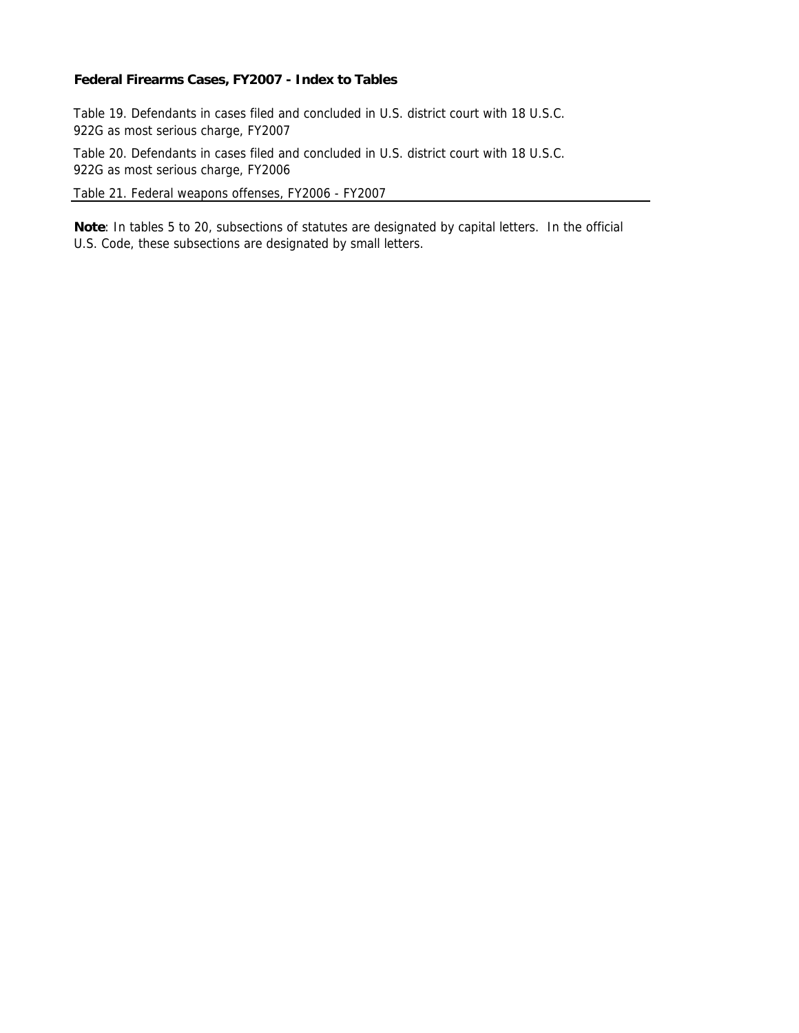**Federal Firearms Cases, FY2007 - Index to Tables**

Table 19. Defendants in cases filed and concluded in U.S. district court with 18 U.S.C. 922G as most serious charge, FY2007

Table 20. Defendants in cases filed and concluded in U.S. district court with 18 U.S.C. 922G as most serious charge, FY2006

Table 21. Federal weapons offenses, FY2006 - FY2007

**Note**: In tables 5 to 20, subsections of statutes are designated by capital letters. In the official U.S. Code, these subsections are designated by small letters.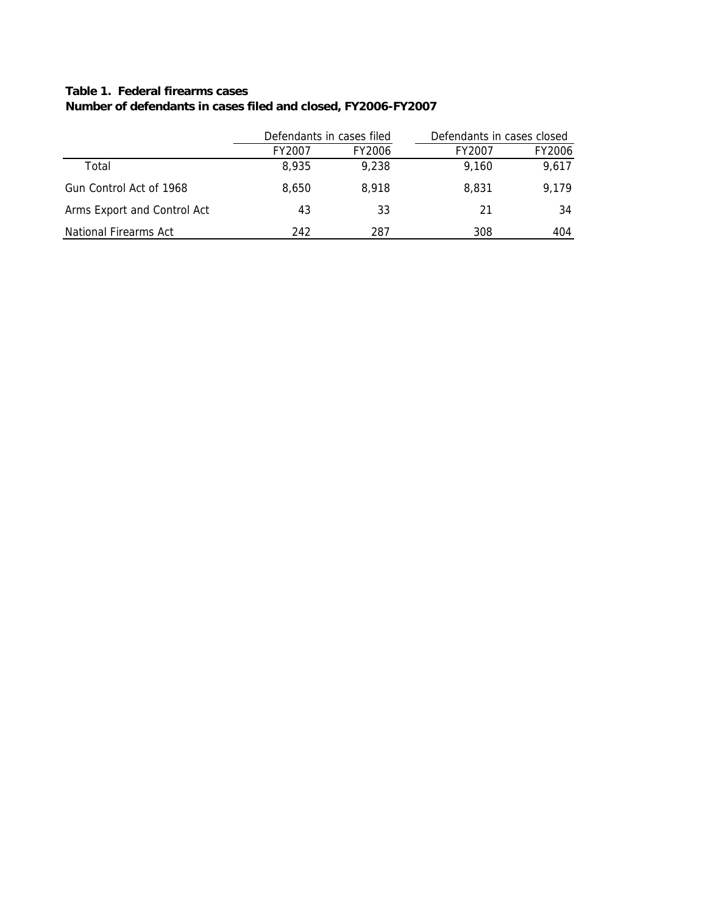**Table 1. Federal firearms cases**
**Number of defendants in cases filed and closed, FY2006-FY2007**

| | Defendants in cases filed | | Defendants in cases closed | |
|---|---|---|---|---|
| | FY2007 | FY2006 | FY2007 | FY2006 |
| Total | 8,935 | 9,238 | 9,160 | 9,617 |
| Gun Control Act of 1968 | 8,650 | 8,918 | 8,831 | 9,179 |
| Arms Export and Control Act | 43 | 33 | 21 | 34 |
| National Firearms Act | 242 | 287 | 308 | 404 |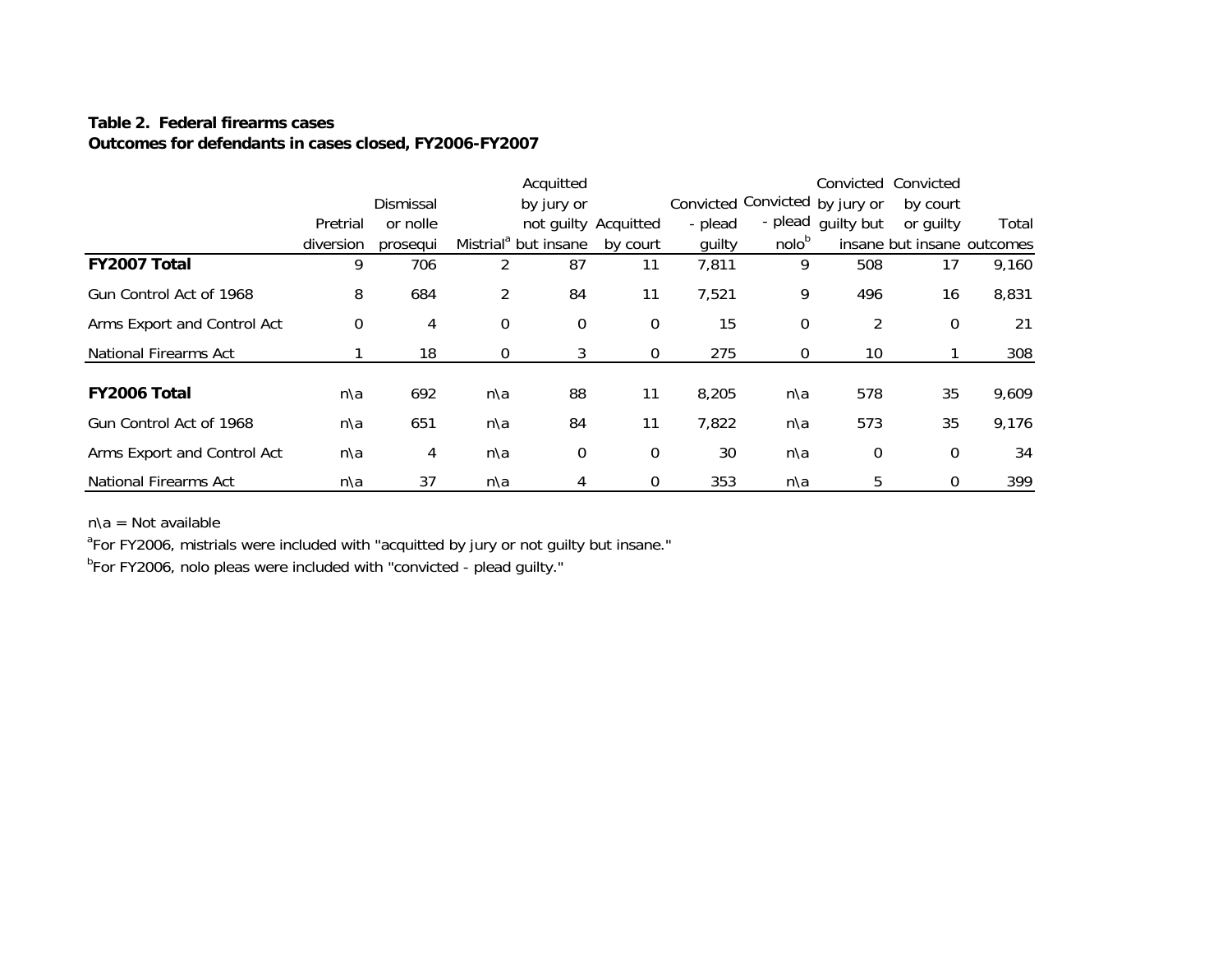**Table 2. Federal firearms cases**
**Outcomes for defendants in cases closed, FY2006-FY2007**

| | Pretrial diversion | Dismissal or nolle prosequi | Mistrial[a] | Acquitted by jury or not guilty but insane | Acquitted by court | Convicted - plead guilty | Convicted - plead nolo[b] | Convicted by jury or guilty but insane | Convicted by court or guilty but insane | Total outcomes |
|---|---|---|---|---|---|---|---|---|---|---|
| **FY2007 Total** | 9 | 706 | 2 | 87 | 11 | 7,811 | 9 | 508 | 17 | 9,160 |
| Gun Control Act of 1968 | 8 | 684 | 2 | 84 | 11 | 7,521 | 9 | 496 | 16 | 8,831 |
| Arms Export and Control Act | 0 | 4 | 0 | 0 | 0 | 15 | 0 | 2 | 0 | 21 |
| National Firearms Act | 1 | 18 | 0 | 3 | 0 | 275 | 0 | 10 | 1 | 308 |
| **FY2006 Total** | n\a | 692 | n\a | 88 | 11 | 8,205 | n\a | 578 | 35 | 9,609 |
| Gun Control Act of 1968 | n\a | 651 | n\a | 84 | 11 | 7,822 | n\a | 573 | 35 | 9,176 |
| Arms Export and Control Act | n\a | 4 | n\a | 0 | 0 | 30 | n\a | 0 | 0 | 34 |
| National Firearms Act | n\a | 37 | n\a | 4 | 0 | 353 | n\a | 5 | 0 | 399 |

n\a = Not available

[a]For FY2006, mistrials were included with "acquitted by jury or not guilty but insane."

[b]For FY2006, nolo pleas were included with "convicted - plead guilty."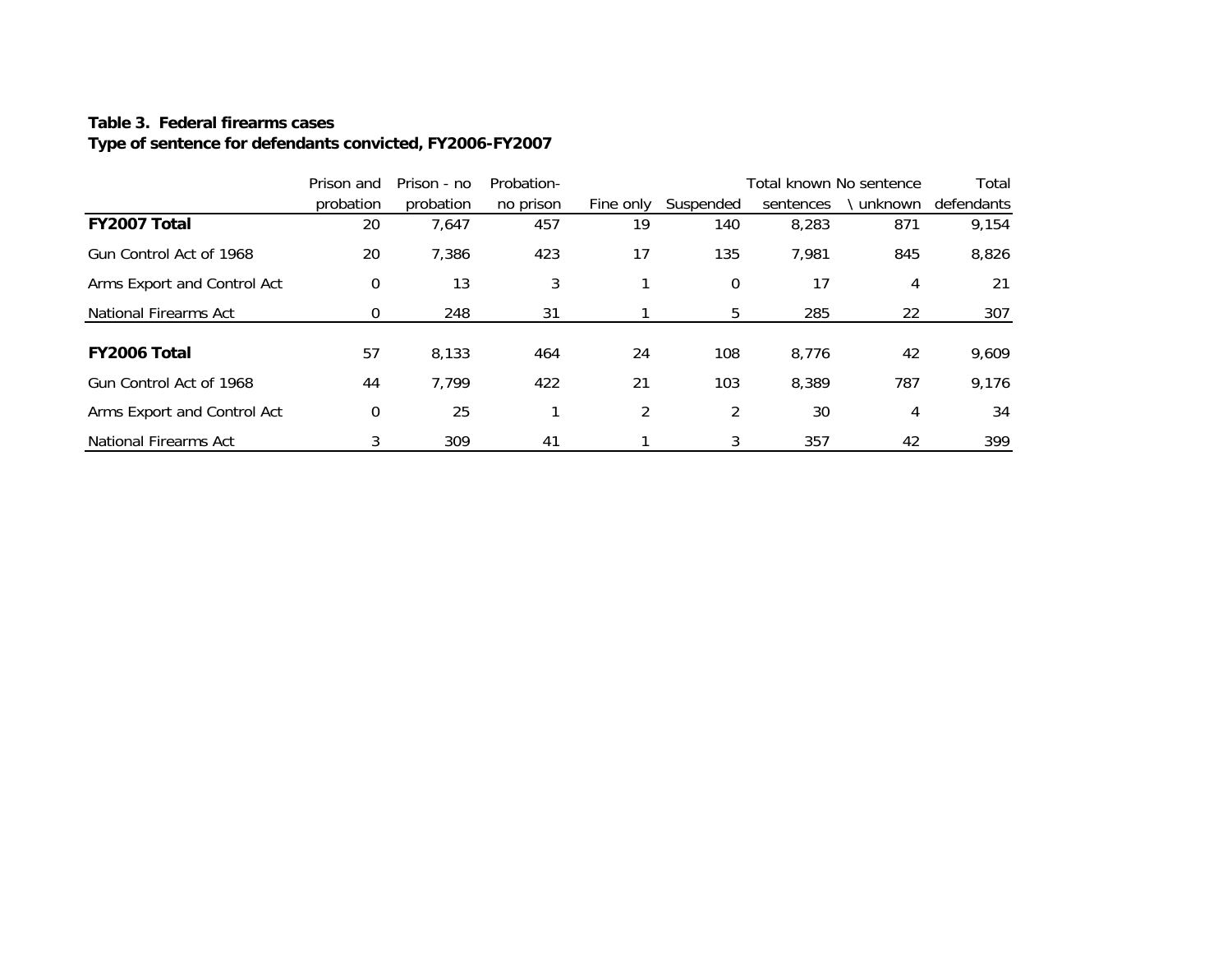**Table 3. Federal firearms cases**
**Type of sentence for defendants convicted, FY2006-FY2007**

| | Prison and probation | Prison - no probation | Probation-no prison | Fine only | Suspended | Total known sentences | No sentence \ unknown | Total defendants |
|---|---|---|---|---|---|---|---|---|
| **FY2007 Total** | 20 | 7,647 | 457 | 19 | 140 | 8,283 | 871 | 9,154 |
| Gun Control Act of 1968 | 20 | 7,386 | 423 | 17 | 135 | 7,981 | 845 | 8,826 |
| Arms Export and Control Act | 0 | 13 | 3 | 1 | 0 | 17 | 4 | 21 |
| National Firearms Act | 0 | 248 | 31 | 1 | 5 | 285 | 22 | 307 |
| **FY2006 Total** | 57 | 8,133 | 464 | 24 | 108 | 8,776 | 42 | 9,609 |
| Gun Control Act of 1968 | 44 | 7,799 | 422 | 21 | 103 | 8,389 | 787 | 9,176 |
| Arms Export and Control Act | 0 | 25 | 1 | 2 | 2 | 30 | 4 | 34 |
| National Firearms Act | 3 | 309 | 41 | 1 | 3 | 357 | 42 | 399 |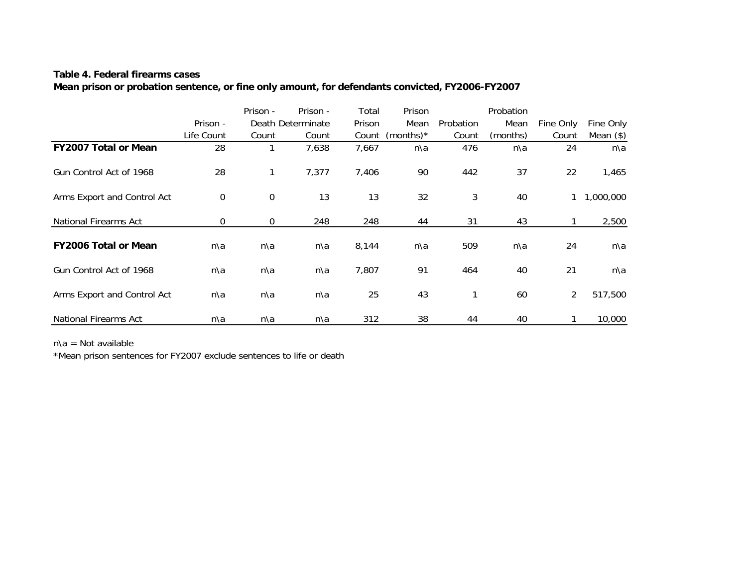**Table 4. Federal firearms cases**
**Mean prison or probation sentence, or fine only amount, for defendants convicted, FY2006-FY2007**

| | Prison - Life Count | Prison - Death Count | Prison - Determinate Count | Total Prison Count | Prison Mean (months)* | Probation Count | Probation Mean (months) | Fine Only Count | Fine Only Mean ($) |
|---|---|---|---|---|---|---|---|---|---|
| **FY2007 Total or Mean** | 28 | 1 | 7,638 | 7,667 | n\a | 476 | n\a | 24 | n\a |
| Gun Control Act of 1968 | 28 | 1 | 7,377 | 7,406 | 90 | 442 | 37 | 22 | 1,465 |
| Arms Export and Control Act | 0 | 0 | 13 | 13 | 32 | 3 | 40 | 1 | 1,000,000 |
| National Firearms Act | 0 | 0 | 248 | 248 | 44 | 31 | 43 | 1 | 2,500 |
| **FY2006 Total or Mean** | n\a | n\a | n\a | 8,144 | n\a | 509 | n\a | 24 | n\a |
| Gun Control Act of 1968 | n\a | n\a | n\a | 7,807 | 91 | 464 | 40 | 21 | n\a |
| Arms Export and Control Act | n\a | n\a | n\a | 25 | 43 | 1 | 60 | 2 | 517,500 |
| National Firearms Act | n\a | n\a | n\a | 312 | 38 | 44 | 40 | 1 | 10,000 |

n\a = Not available

*Mean prison sentences for FY2007 exclude sentences to life or death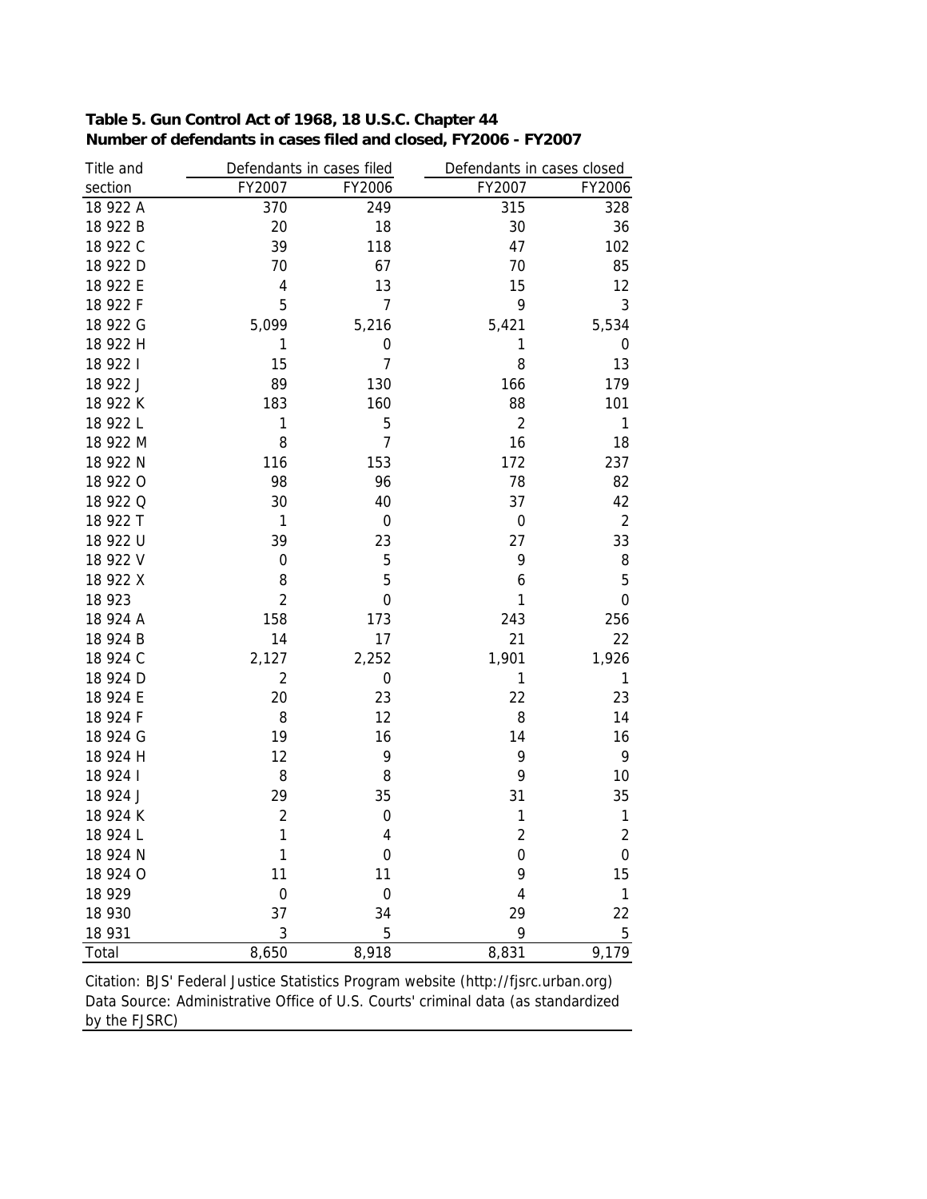**Table 5. Gun Control Act of 1968, 18 U.S.C. Chapter 44**
**Number of defendants in cases filed and closed, FY2006 - FY2007**

| Title and | Defendants in cases filed | | Defendants in cases closed | |
|---|---|---|---|---|
| section | FY2007 | FY2006 | FY2007 | FY2006 |
| 18 922 A | 370 | 249 | 315 | 328 |
| 18 922 B | 20 | 18 | 30 | 36 |
| 18 922 C | 39 | 118 | 47 | 102 |
| 18 922 D | 70 | 67 | 70 | 85 |
| 18 922 E | 4 | 13 | 15 | 12 |
| 18 922 F | 5 | 7 | 9 | 3 |
| 18 922 G | 5,099 | 5,216 | 5,421 | 5,534 |
| 18 922 H | 1 | 0 | 1 | 0 |
| 18 922 I | 15 | 7 | 8 | 13 |
| 18 922 J | 89 | 130 | 166 | 179 |
| 18 922 K | 183 | 160 | 88 | 101 |
| 18 922 L | 1 | 5 | 2 | 1 |
| 18 922 M | 8 | 7 | 16 | 18 |
| 18 922 N | 116 | 153 | 172 | 237 |
| 18 922 O | 98 | 96 | 78 | 82 |
| 18 922 Q | 30 | 40 | 37 | 42 |
| 18 922 T | 1 | 0 | 0 | 2 |
| 18 922 U | 39 | 23 | 27 | 33 |
| 18 922 V | 0 | 5 | 9 | 8 |
| 18 922 X | 8 | 5 | 6 | 5 |
| 18 923 | 2 | 0 | 1 | 0 |
| 18 924 A | 158 | 173 | 243 | 256 |
| 18 924 B | 14 | 17 | 21 | 22 |
| 18 924 C | 2,127 | 2,252 | 1,901 | 1,926 |
| 18 924 D | 2 | 0 | 1 | 1 |
| 18 924 E | 20 | 23 | 22 | 23 |
| 18 924 F | 8 | 12 | 8 | 14 |
| 18 924 G | 19 | 16 | 14 | 16 |
| 18 924 H | 12 | 9 | 9 | 9 |
| 18 924 I | 8 | 8 | 9 | 10 |
| 18 924 J | 29 | 35 | 31 | 35 |
| 18 924 K | 2 | 0 | 1 | 1 |
| 18 924 L | 1 | 4 | 2 | 2 |
| 18 924 N | 1 | 0 | 0 | 0 |
| 18 924 O | 11 | 11 | 9 | 15 |
| 18 929 | 0 | 0 | 4 | 1 |
| 18 930 | 37 | 34 | 29 | 22 |
| 18 931 | 3 | 5 | 9 | 5 |
| Total | 8,650 | 8,918 | 8,831 | 9,179 |

Citation: BJS' Federal Justice Statistics Program website (http://fjsrc.urban.org)
Data Source: Administrative Office of U.S. Courts' criminal data (as standardized by the FJSRC)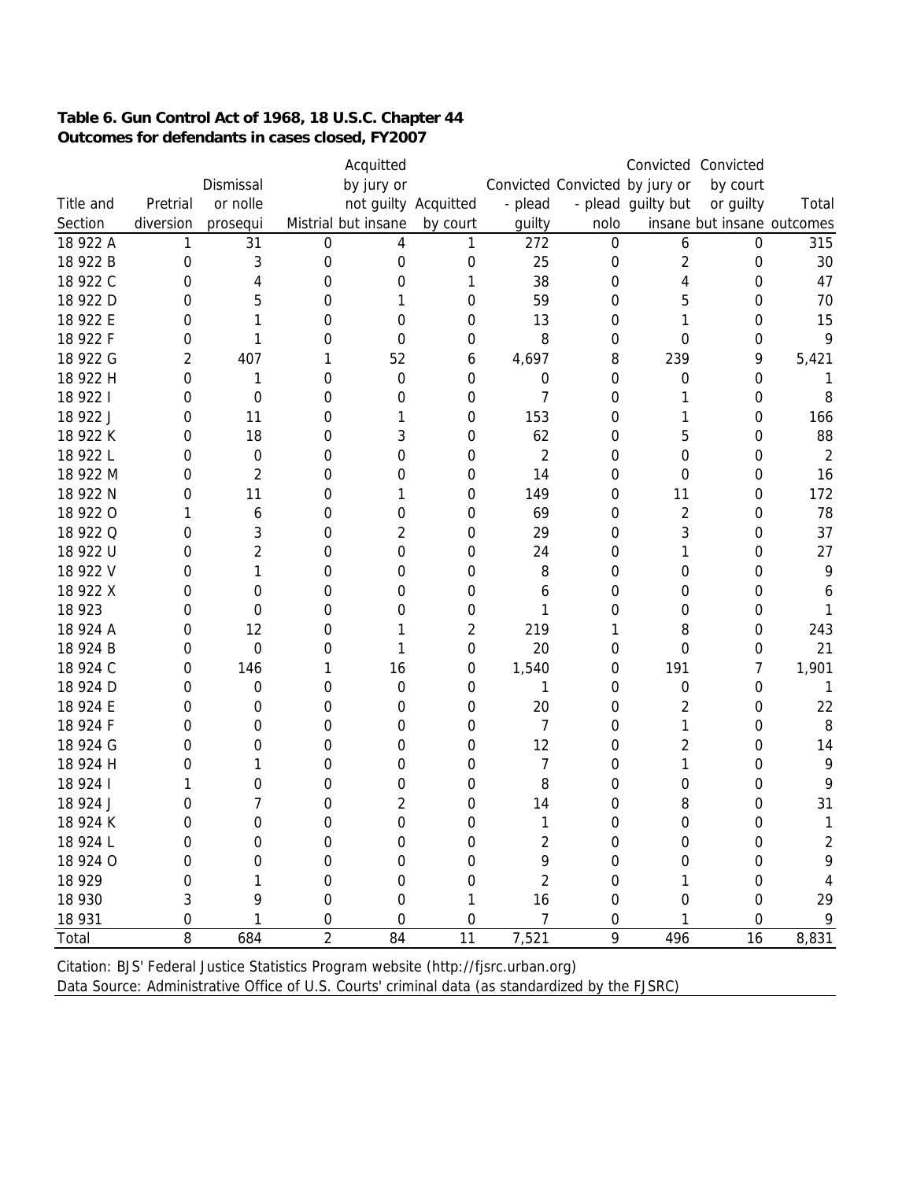**Table 6. Gun Control Act of 1968, 18 U.S.C. Chapter 44**
**Outcomes for defendants in cases closed, FY2007**

| Title and Section | Pretrial diversion | Dismissal or nolle prosequi | Mistrial | Acquitted by jury or not guilty but insane | Acquitted by court | Convicted - plead guilty | Convicted - plead nolo | Convicted by jury or guilty but insane | Convicted by court or guilty but insane | Total outcomes |
|---|---|---|---|---|---|---|---|---|---|---|
| 18 922 A | 1 | 31 | 0 | 4 | 1 | 272 | 0 | 6 | 0 | 315 |
| 18 922 B | 0 | 3 | 0 | 0 | 0 | 25 | 0 | 2 | 0 | 30 |
| 18 922 C | 0 | 4 | 0 | 0 | 1 | 38 | 0 | 4 | 0 | 47 |
| 18 922 D | 0 | 5 | 0 | 1 | 0 | 59 | 0 | 5 | 0 | 70 |
| 18 922 E | 0 | 1 | 0 | 0 | 0 | 13 | 0 | 1 | 0 | 15 |
| 18 922 F | 0 | 1 | 0 | 0 | 0 | 8 | 0 | 0 | 0 | 9 |
| 18 922 G | 2 | 407 | 1 | 52 | 6 | 4,697 | 8 | 239 | 9 | 5,421 |
| 18 922 H | 0 | 1 | 0 | 0 | 0 | 0 | 0 | 0 | 0 | 1 |
| 18 922 I | 0 | 0 | 0 | 0 | 0 | 7 | 0 | 1 | 0 | 8 |
| 18 922 J | 0 | 11 | 0 | 1 | 0 | 153 | 0 | 1 | 0 | 166 |
| 18 922 K | 0 | 18 | 0 | 3 | 0 | 62 | 0 | 5 | 0 | 88 |
| 18 922 L | 0 | 0 | 0 | 0 | 0 | 2 | 0 | 0 | 0 | 2 |
| 18 922 M | 0 | 2 | 0 | 0 | 0 | 14 | 0 | 0 | 0 | 16 |
| 18 922 N | 0 | 11 | 0 | 1 | 0 | 149 | 0 | 11 | 0 | 172 |
| 18 922 O | 1 | 6 | 0 | 0 | 0 | 69 | 0 | 2 | 0 | 78 |
| 18 922 Q | 0 | 3 | 0 | 2 | 0 | 29 | 0 | 3 | 0 | 37 |
| 18 922 U | 0 | 2 | 0 | 0 | 0 | 24 | 0 | 1 | 0 | 27 |
| 18 922 V | 0 | 1 | 0 | 0 | 0 | 8 | 0 | 0 | 0 | 9 |
| 18 922 X | 0 | 0 | 0 | 0 | 0 | 6 | 0 | 0 | 0 | 6 |
| 18 923 | 0 | 0 | 0 | 0 | 0 | 1 | 0 | 0 | 0 | 1 |
| 18 924 A | 0 | 12 | 0 | 1 | 2 | 219 | 1 | 8 | 0 | 243 |
| 18 924 B | 0 | 0 | 0 | 1 | 0 | 20 | 0 | 0 | 0 | 21 |
| 18 924 C | 0 | 146 | 1 | 16 | 0 | 1,540 | 0 | 191 | 7 | 1,901 |
| 18 924 D | 0 | 0 | 0 | 0 | 0 | 1 | 0 | 0 | 0 | 1 |
| 18 924 E | 0 | 0 | 0 | 0 | 0 | 20 | 0 | 2 | 0 | 22 |
| 18 924 F | 0 | 0 | 0 | 0 | 0 | 7 | 0 | 1 | 0 | 8 |
| 18 924 G | 0 | 0 | 0 | 0 | 0 | 12 | 0 | 2 | 0 | 14 |
| 18 924 H | 0 | 1 | 0 | 0 | 0 | 7 | 0 | 1 | 0 | 9 |
| 18 924 I | 1 | 0 | 0 | 0 | 0 | 8 | 0 | 0 | 0 | 9 |
| 18 924 J | 0 | 7 | 0 | 2 | 0 | 14 | 0 | 8 | 0 | 31 |
| 18 924 K | 0 | 0 | 0 | 0 | 0 | 1 | 0 | 0 | 0 | 1 |
| 18 924 L | 0 | 0 | 0 | 0 | 0 | 2 | 0 | 0 | 0 | 2 |
| 18 924 O | 0 | 0 | 0 | 0 | 0 | 9 | 0 | 0 | 0 | 9 |
| 18 929 | 0 | 1 | 0 | 0 | 0 | 2 | 0 | 1 | 0 | 4 |
| 18 930 | 3 | 9 | 0 | 0 | 1 | 16 | 0 | 0 | 0 | 29 |
| 18 931 | 0 | 1 | 0 | 0 | 0 | 7 | 0 | 1 | 0 | 9 |
| Total | 8 | 684 | 2 | 84 | 11 | 7,521 | 9 | 496 | 16 | 8,831 |

Citation: BJS' Federal Justice Statistics Program website (http://fjsrc.urban.org)
Data Source: Administrative Office of U.S. Courts' criminal data (as standardized by the FJSRC)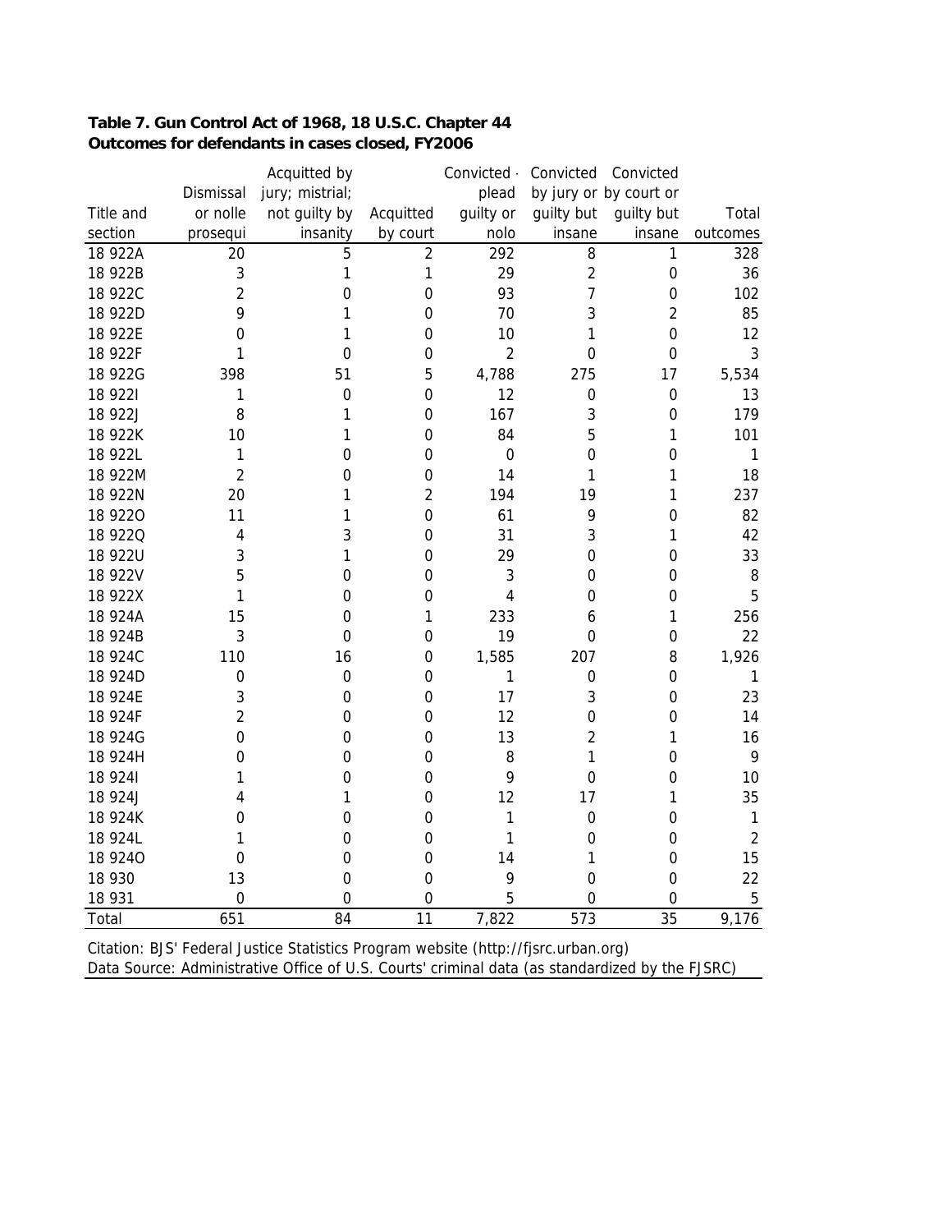**Table 7. Gun Control Act of 1968, 18 U.S.C. Chapter 44**
**Outcomes for defendants in cases closed, FY2006**

| Title and section | Dismissal or nolle prosequi | Acquitted by jury; mistrial; not guilty by insanity | Acquitted by court | Convicted - plead guilty or nolo | Convicted by jury or guilty but insane | Convicted by court or guilty but insane | Total outcomes |
|---|---|---|---|---|---|---|---|
| 18 922A | 20 | 5 | 2 | 292 | 8 | 1 | 328 |
| 18 922B | 3 | 1 | 1 | 29 | 2 | 0 | 36 |
| 18 922C | 2 | 0 | 0 | 93 | 7 | 0 | 102 |
| 18 922D | 9 | 1 | 0 | 70 | 3 | 2 | 85 |
| 18 922E | 0 | 1 | 0 | 10 | 1 | 0 | 12 |
| 18 922F | 1 | 0 | 0 | 2 | 0 | 0 | 3 |
| 18 922G | 398 | 51 | 5 | 4,788 | 275 | 17 | 5,534 |
| 18 922I | 1 | 0 | 0 | 12 | 0 | 0 | 13 |
| 18 922J | 8 | 1 | 0 | 167 | 3 | 0 | 179 |
| 18 922K | 10 | 1 | 0 | 84 | 5 | 1 | 101 |
| 18 922L | 1 | 0 | 0 | 0 | 0 | 0 | 1 |
| 18 922M | 2 | 0 | 0 | 14 | 1 | 1 | 18 |
| 18 922N | 20 | 1 | 2 | 194 | 19 | 1 | 237 |
| 18 922O | 11 | 1 | 0 | 61 | 9 | 0 | 82 |
| 18 922Q | 4 | 3 | 0 | 31 | 3 | 1 | 42 |
| 18 922U | 3 | 1 | 0 | 29 | 0 | 0 | 33 |
| 18 922V | 5 | 0 | 0 | 3 | 0 | 0 | 8 |
| 18 922X | 1 | 0 | 0 | 4 | 0 | 0 | 5 |
| 18 924A | 15 | 0 | 1 | 233 | 6 | 1 | 256 |
| 18 924B | 3 | 0 | 0 | 19 | 0 | 0 | 22 |
| 18 924C | 110 | 16 | 0 | 1,585 | 207 | 8 | 1,926 |
| 18 924D | 0 | 0 | 0 | 1 | 0 | 0 | 1 |
| 18 924E | 3 | 0 | 0 | 17 | 3 | 0 | 23 |
| 18 924F | 2 | 0 | 0 | 12 | 0 | 0 | 14 |
| 18 924G | 0 | 0 | 0 | 13 | 2 | 1 | 16 |
| 18 924H | 0 | 0 | 0 | 8 | 1 | 0 | 9 |
| 18 924I | 1 | 0 | 0 | 9 | 0 | 0 | 10 |
| 18 924J | 4 | 1 | 0 | 12 | 17 | 1 | 35 |
| 18 924K | 0 | 0 | 0 | 1 | 0 | 0 | 1 |
| 18 924L | 1 | 0 | 0 | 1 | 0 | 0 | 2 |
| 18 924O | 0 | 0 | 0 | 14 | 1 | 0 | 15 |
| 18 930 | 13 | 0 | 0 | 9 | 0 | 0 | 22 |
| 18 931 | 0 | 0 | 0 | 5 | 0 | 0 | 5 |
| Total | 651 | 84 | 11 | 7,822 | 573 | 35 | 9,176 |

Citation: BJS' Federal Justice Statistics Program website (http://fjsrc.urban.org)
Data Source: Administrative Office of U.S. Courts' criminal data (as standardized by the FJSRC)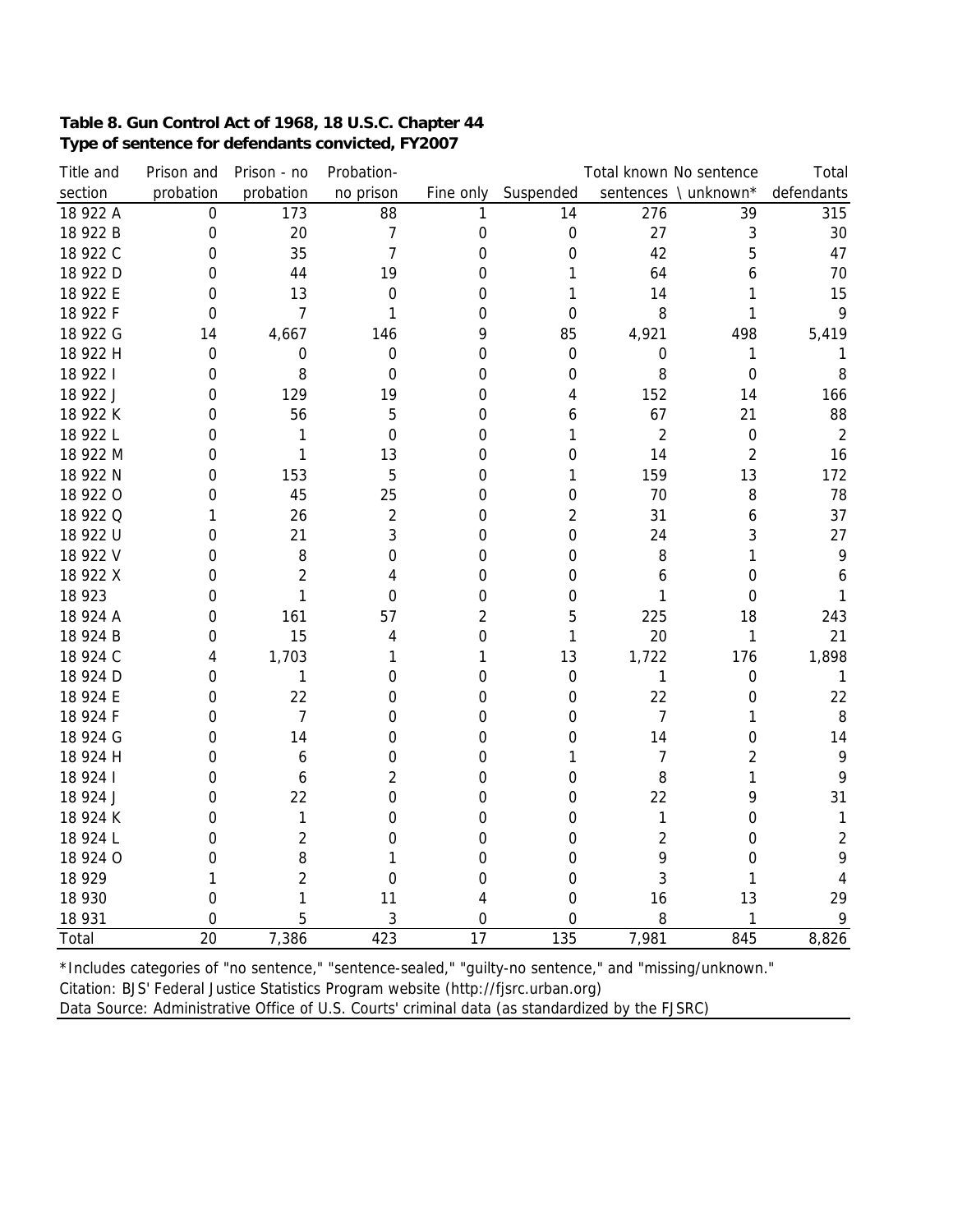**Table 8. Gun Control Act of 1968, 18 U.S.C. Chapter 44**
**Type of sentence for defendants convicted, FY2007**

| Title and section | Prison and probation | Prison - no probation | Probation-no prison | Fine only | Suspended | Total known sentences | No sentence \ unknown* | Total defendants |
|---|---|---|---|---|---|---|---|---|
| 18 922 A | 0 | 173 | 88 | 1 | 14 | 276 | 39 | 315 |
| 18 922 B | 0 | 20 | 7 | 0 | 0 | 27 | 3 | 30 |
| 18 922 C | 0 | 35 | 7 | 0 | 0 | 42 | 5 | 47 |
| 18 922 D | 0 | 44 | 19 | 0 | 1 | 64 | 6 | 70 |
| 18 922 E | 0 | 13 | 0 | 0 | 1 | 14 | 1 | 15 |
| 18 922 F | 0 | 7 | 1 | 0 | 0 | 8 | 1 | 9 |
| 18 922 G | 14 | 4,667 | 146 | 9 | 85 | 4,921 | 498 | 5,419 |
| 18 922 H | 0 | 0 | 0 | 0 | 0 | 0 | 1 | 1 |
| 18 922 I | 0 | 8 | 0 | 0 | 0 | 8 | 0 | 8 |
| 18 922 J | 0 | 129 | 19 | 0 | 4 | 152 | 14 | 166 |
| 18 922 K | 0 | 56 | 5 | 0 | 6 | 67 | 21 | 88 |
| 18 922 L | 0 | 1 | 0 | 0 | 1 | 2 | 0 | 2 |
| 18 922 M | 0 | 1 | 13 | 0 | 0 | 14 | 2 | 16 |
| 18 922 N | 0 | 153 | 5 | 0 | 1 | 159 | 13 | 172 |
| 18 922 O | 0 | 45 | 25 | 0 | 0 | 70 | 8 | 78 |
| 18 922 Q | 1 | 26 | 2 | 0 | 2 | 31 | 6 | 37 |
| 18 922 U | 0 | 21 | 3 | 0 | 0 | 24 | 3 | 27 |
| 18 922 V | 0 | 8 | 0 | 0 | 0 | 8 | 1 | 9 |
| 18 922 X | 0 | 2 | 4 | 0 | 0 | 6 | 0 | 6 |
| 18 923 | 0 | 1 | 0 | 0 | 0 | 1 | 0 | 1 |
| 18 924 A | 0 | 161 | 57 | 2 | 5 | 225 | 18 | 243 |
| 18 924 B | 0 | 15 | 4 | 0 | 1 | 20 | 1 | 21 |
| 18 924 C | 4 | 1,703 | 1 | 1 | 13 | 1,722 | 176 | 1,898 |
| 18 924 D | 0 | 1 | 0 | 0 | 0 | 1 | 0 | 1 |
| 18 924 E | 0 | 22 | 0 | 0 | 0 | 22 | 0 | 22 |
| 18 924 F | 0 | 7 | 0 | 0 | 0 | 7 | 1 | 8 |
| 18 924 G | 0 | 14 | 0 | 0 | 0 | 14 | 0 | 14 |
| 18 924 H | 0 | 6 | 0 | 0 | 1 | 7 | 2 | 9 |
| 18 924 I | 0 | 6 | 2 | 0 | 0 | 8 | 1 | 9 |
| 18 924 J | 0 | 22 | 0 | 0 | 0 | 22 | 9 | 31 |
| 18 924 K | 0 | 1 | 0 | 0 | 0 | 1 | 0 | 1 |
| 18 924 L | 0 | 2 | 0 | 0 | 0 | 2 | 0 | 2 |
| 18 924 O | 0 | 8 | 1 | 0 | 0 | 9 | 0 | 9 |
| 18 929 | 1 | 2 | 0 | 0 | 0 | 3 | 1 | 4 |
| 18 930 | 0 | 1 | 11 | 4 | 0 | 16 | 13 | 29 |
| 18 931 | 0 | 5 | 3 | 0 | 0 | 8 | 1 | 9 |
| Total | 20 | 7,386 | 423 | 17 | 135 | 7,981 | 845 | 8,826 |

*Includes categories of "no sentence," "sentence-sealed," "guilty-no sentence," and "missing/unknown."
Citation: BJS' Federal Justice Statistics Program website (http://fjsrc.urban.org)
Data Source: Administrative Office of U.S. Courts' criminal data (as standardized by the FJSRC)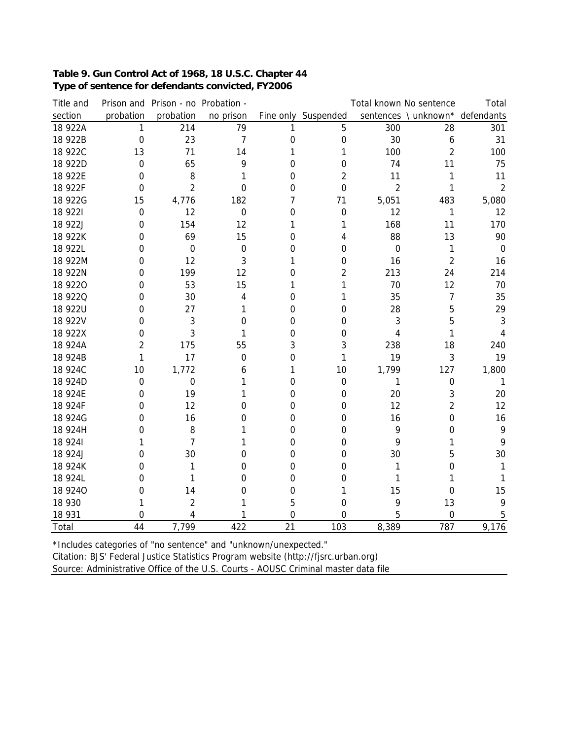**Table 9. Gun Control Act of 1968, 18 U.S.C. Chapter 44**
**Type of sentence for defendants convicted, FY2006**

| Title and section | Prison and probation | Prison - no probation | Probation - no prison | Fine only | Suspended | Total known sentences | No sentence \ unknown* | Total defendants |
|---|---|---|---|---|---|---|---|---|
| 18 922A | 1 | 214 | 79 | 1 | 5 | 300 | 28 | 301 |
| 18 922B | 0 | 23 | 7 | 0 | 0 | 30 | 6 | 31 |
| 18 922C | 13 | 71 | 14 | 1 | 1 | 100 | 2 | 100 |
| 18 922D | 0 | 65 | 9 | 0 | 0 | 74 | 11 | 75 |
| 18 922E | 0 | 8 | 1 | 0 | 2 | 11 | 1 | 11 |
| 18 922F | 0 | 2 | 0 | 0 | 0 | 2 | 1 | 2 |
| 18 922G | 15 | 4,776 | 182 | 7 | 71 | 5,051 | 483 | 5,080 |
| 18 922I | 0 | 12 | 0 | 0 | 0 | 12 | 1 | 12 |
| 18 922J | 0 | 154 | 12 | 1 | 1 | 168 | 11 | 170 |
| 18 922K | 0 | 69 | 15 | 0 | 4 | 88 | 13 | 90 |
| 18 922L | 0 | 0 | 0 | 0 | 0 | 0 | 1 | 0 |
| 18 922M | 0 | 12 | 3 | 1 | 0 | 16 | 2 | 16 |
| 18 922N | 0 | 199 | 12 | 0 | 2 | 213 | 24 | 214 |
| 18 922O | 0 | 53 | 15 | 1 | 1 | 70 | 12 | 70 |
| 18 922Q | 0 | 30 | 4 | 0 | 1 | 35 | 7 | 35 |
| 18 922U | 0 | 27 | 1 | 0 | 0 | 28 | 5 | 29 |
| 18 922V | 0 | 3 | 0 | 0 | 0 | 3 | 5 | 3 |
| 18 922X | 0 | 3 | 1 | 0 | 0 | 4 | 1 | 4 |
| 18 924A | 2 | 175 | 55 | 3 | 3 | 238 | 18 | 240 |
| 18 924B | 1 | 17 | 0 | 0 | 1 | 19 | 3 | 19 |
| 18 924C | 10 | 1,772 | 6 | 1 | 10 | 1,799 | 127 | 1,800 |
| 18 924D | 0 | 0 | 1 | 0 | 0 | 1 | 0 | 1 |
| 18 924E | 0 | 19 | 1 | 0 | 0 | 20 | 3 | 20 |
| 18 924F | 0 | 12 | 0 | 0 | 0 | 12 | 2 | 12 |
| 18 924G | 0 | 16 | 0 | 0 | 0 | 16 | 0 | 16 |
| 18 924H | 0 | 8 | 1 | 0 | 0 | 9 | 0 | 9 |
| 18 924I | 1 | 7 | 1 | 0 | 0 | 9 | 1 | 9 |
| 18 924J | 0 | 30 | 0 | 0 | 0 | 30 | 5 | 30 |
| 18 924K | 0 | 1 | 0 | 0 | 0 | 1 | 0 | 1 |
| 18 924L | 0 | 1 | 0 | 0 | 0 | 1 | 1 | 1 |
| 18 924O | 0 | 14 | 0 | 0 | 1 | 15 | 0 | 15 |
| 18 930 | 1 | 2 | 1 | 5 | 0 | 9 | 13 | 9 |
| 18 931 | 0 | 4 | 1 | 0 | 0 | 5 | 0 | 5 |
| Total | 44 | 7,799 | 422 | 21 | 103 | 8,389 | 787 | 9,176 |

*Includes categories of "no sentence" and "unknown/unexpected."
Citation: BJS' Federal Justice Statistics Program website (http://fjsrc.urban.org)
Source: Administrative Office of the U.S. Courts - AOUSC Criminal master data file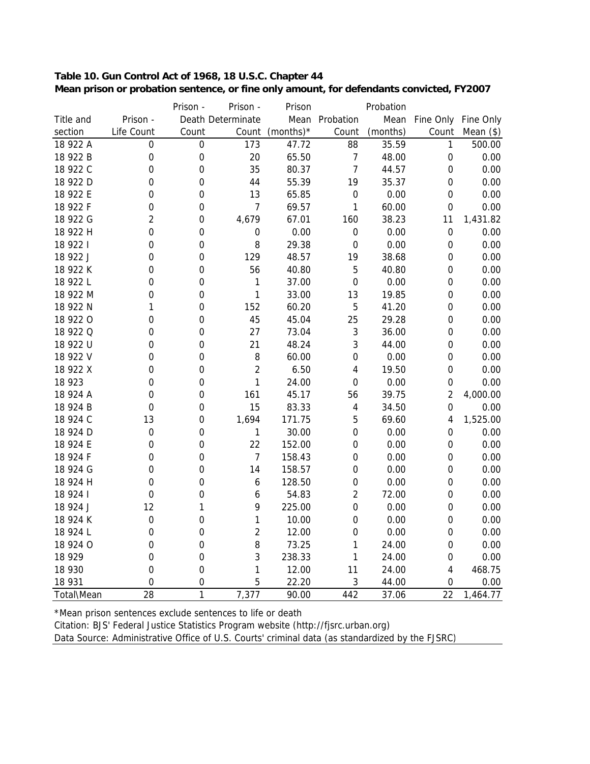**Table 10. Gun Control Act of 1968, 18 U.S.C. Chapter 44**
**Mean prison or probation sentence, or fine only amount, for defendants convicted, FY2007**

| Title and section | Prison - Life Count | Prison - Death Count | Prison - Determinate Count | Prison Mean (months)* | Probation Count | Probation Mean (months) | Fine Only Count | Fine Only Mean ($) |
|---|---|---|---|---|---|---|---|---|
| 18 922 A | 0 | 0 | 173 | 47.72 | 88 | 35.59 | 1 | 500.00 |
| 18 922 B | 0 | 0 | 20 | 65.50 | 7 | 48.00 | 0 | 0.00 |
| 18 922 C | 0 | 0 | 35 | 80.37 | 7 | 44.57 | 0 | 0.00 |
| 18 922 D | 0 | 0 | 44 | 55.39 | 19 | 35.37 | 0 | 0.00 |
| 18 922 E | 0 | 0 | 13 | 65.85 | 0 | 0.00 | 0 | 0.00 |
| 18 922 F | 0 | 0 | 7 | 69.57 | 1 | 60.00 | 0 | 0.00 |
| 18 922 G | 2 | 0 | 4,679 | 67.01 | 160 | 38.23 | 11 | 1,431.82 |
| 18 922 H | 0 | 0 | 0 | 0.00 | 0 | 0.00 | 0 | 0.00 |
| 18 922 I | 0 | 0 | 8 | 29.38 | 0 | 0.00 | 0 | 0.00 |
| 18 922 J | 0 | 0 | 129 | 48.57 | 19 | 38.68 | 0 | 0.00 |
| 18 922 K | 0 | 0 | 56 | 40.80 | 5 | 40.80 | 0 | 0.00 |
| 18 922 L | 0 | 0 | 1 | 37.00 | 0 | 0.00 | 0 | 0.00 |
| 18 922 M | 0 | 0 | 1 | 33.00 | 13 | 19.85 | 0 | 0.00 |
| 18 922 N | 1 | 0 | 152 | 60.20 | 5 | 41.20 | 0 | 0.00 |
| 18 922 O | 0 | 0 | 45 | 45.04 | 25 | 29.28 | 0 | 0.00 |
| 18 922 Q | 0 | 0 | 27 | 73.04 | 3 | 36.00 | 0 | 0.00 |
| 18 922 U | 0 | 0 | 21 | 48.24 | 3 | 44.00 | 0 | 0.00 |
| 18 922 V | 0 | 0 | 8 | 60.00 | 0 | 0.00 | 0 | 0.00 |
| 18 922 X | 0 | 0 | 2 | 6.50 | 4 | 19.50 | 0 | 0.00 |
| 18 923 | 0 | 0 | 1 | 24.00 | 0 | 0.00 | 0 | 0.00 |
| 18 924 A | 0 | 0 | 161 | 45.17 | 56 | 39.75 | 2 | 4,000.00 |
| 18 924 B | 0 | 0 | 15 | 83.33 | 4 | 34.50 | 0 | 0.00 |
| 18 924 C | 13 | 0 | 1,694 | 171.75 | 5 | 69.60 | 4 | 1,525.00 |
| 18 924 D | 0 | 0 | 1 | 30.00 | 0 | 0.00 | 0 | 0.00 |
| 18 924 E | 0 | 0 | 22 | 152.00 | 0 | 0.00 | 0 | 0.00 |
| 18 924 F | 0 | 0 | 7 | 158.43 | 0 | 0.00 | 0 | 0.00 |
| 18 924 G | 0 | 0 | 14 | 158.57 | 0 | 0.00 | 0 | 0.00 |
| 18 924 H | 0 | 0 | 6 | 128.50 | 0 | 0.00 | 0 | 0.00 |
| 18 924 I | 0 | 0 | 6 | 54.83 | 2 | 72.00 | 0 | 0.00 |
| 18 924 J | 12 | 1 | 9 | 225.00 | 0 | 0.00 | 0 | 0.00 |
| 18 924 K | 0 | 0 | 1 | 10.00 | 0 | 0.00 | 0 | 0.00 |
| 18 924 L | 0 | 0 | 2 | 12.00 | 0 | 0.00 | 0 | 0.00 |
| 18 924 O | 0 | 0 | 8 | 73.25 | 1 | 24.00 | 0 | 0.00 |
| 18 929 | 0 | 0 | 3 | 238.33 | 1 | 24.00 | 0 | 0.00 |
| 18 930 | 0 | 0 | 1 | 12.00 | 11 | 24.00 | 4 | 468.75 |
| 18 931 | 0 | 0 | 5 | 22.20 | 3 | 44.00 | 0 | 0.00 |
| Total\Mean | 28 | 1 | 7,377 | 90.00 | 442 | 37.06 | 22 | 1,464.77 |

*Mean prison sentences exclude sentences to life or death

Citation: BJS' Federal Justice Statistics Program website (http://fjsrc.urban.org)

Data Source: Administrative Office of U.S. Courts' criminal data (as standardized by the FJSRC)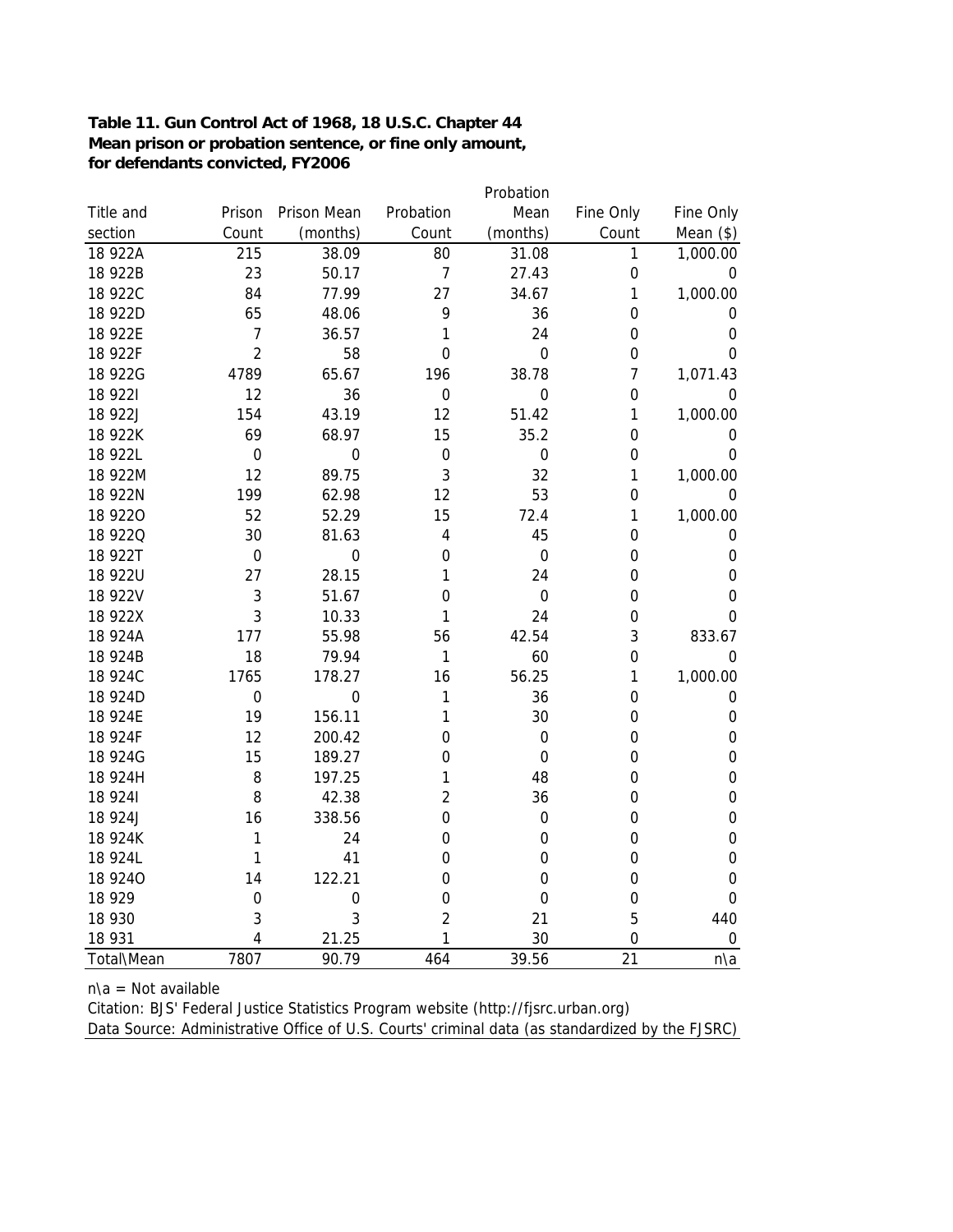**Table 11. Gun Control Act of 1968, 18 U.S.C. Chapter 44**
**Mean prison or probation sentence, or fine only amount, for defendants convicted, FY2006**

| Title and section | Prison Count | Prison Mean (months) | Probation Count | Probation Mean (months) | Fine Only Count | Fine Only Mean ($) |
|---|---|---|---|---|---|---|
| 18 922A | 215 | 38.09 | 80 | 31.08 | 1 | 1,000.00 |
| 18 922B | 23 | 50.17 | 7 | 27.43 | 0 | 0 |
| 18 922C | 84 | 77.99 | 27 | 34.67 | 1 | 1,000.00 |
| 18 922D | 65 | 48.06 | 9 | 36 | 0 | 0 |
| 18 922E | 7 | 36.57 | 1 | 24 | 0 | 0 |
| 18 922F | 2 | 58 | 0 | 0 | 0 | 0 |
| 18 922G | 4789 | 65.67 | 196 | 38.78 | 7 | 1,071.43 |
| 18 922I | 12 | 36 | 0 | 0 | 0 | 0 |
| 18 922J | 154 | 43.19 | 12 | 51.42 | 1 | 1,000.00 |
| 18 922K | 69 | 68.97 | 15 | 35.2 | 0 | 0 |
| 18 922L | 0 | 0 | 0 | 0 | 0 | 0 |
| 18 922M | 12 | 89.75 | 3 | 32 | 1 | 1,000.00 |
| 18 922N | 199 | 62.98 | 12 | 53 | 0 | 0 |
| 18 922O | 52 | 52.29 | 15 | 72.4 | 1 | 1,000.00 |
| 18 922Q | 30 | 81.63 | 4 | 45 | 0 | 0 |
| 18 922T | 0 | 0 | 0 | 0 | 0 | 0 |
| 18 922U | 27 | 28.15 | 1 | 24 | 0 | 0 |
| 18 922V | 3 | 51.67 | 0 | 0 | 0 | 0 |
| 18 922X | 3 | 10.33 | 1 | 24 | 0 | 0 |
| 18 924A | 177 | 55.98 | 56 | 42.54 | 3 | 833.67 |
| 18 924B | 18 | 79.94 | 1 | 60 | 0 | 0 |
| 18 924C | 1765 | 178.27 | 16 | 56.25 | 1 | 1,000.00 |
| 18 924D | 0 | 0 | 1 | 36 | 0 | 0 |
| 18 924E | 19 | 156.11 | 1 | 30 | 0 | 0 |
| 18 924F | 12 | 200.42 | 0 | 0 | 0 | 0 |
| 18 924G | 15 | 189.27 | 0 | 0 | 0 | 0 |
| 18 924H | 8 | 197.25 | 1 | 48 | 0 | 0 |
| 18 924I | 8 | 42.38 | 2 | 36 | 0 | 0 |
| 18 924J | 16 | 338.56 | 0 | 0 | 0 | 0 |
| 18 924K | 1 | 24 | 0 | 0 | 0 | 0 |
| 18 924L | 1 | 41 | 0 | 0 | 0 | 0 |
| 18 924O | 14 | 122.21 | 0 | 0 | 0 | 0 |
| 18 929 | 0 | 0 | 0 | 0 | 0 | 0 |
| 18 930 | 3 | 3 | 2 | 21 | 5 | 440 |
| 18 931 | 4 | 21.25 | 1 | 30 | 0 | 0 |
| Total\Mean | 7807 | 90.79 | 464 | 39.56 | 21 | n\a |

n\a = Not available

Citation: BJS' Federal Justice Statistics Program website (http://fjsrc.urban.org)

Data Source: Administrative Office of U.S. Courts' criminal data (as standardized by the FJSRC)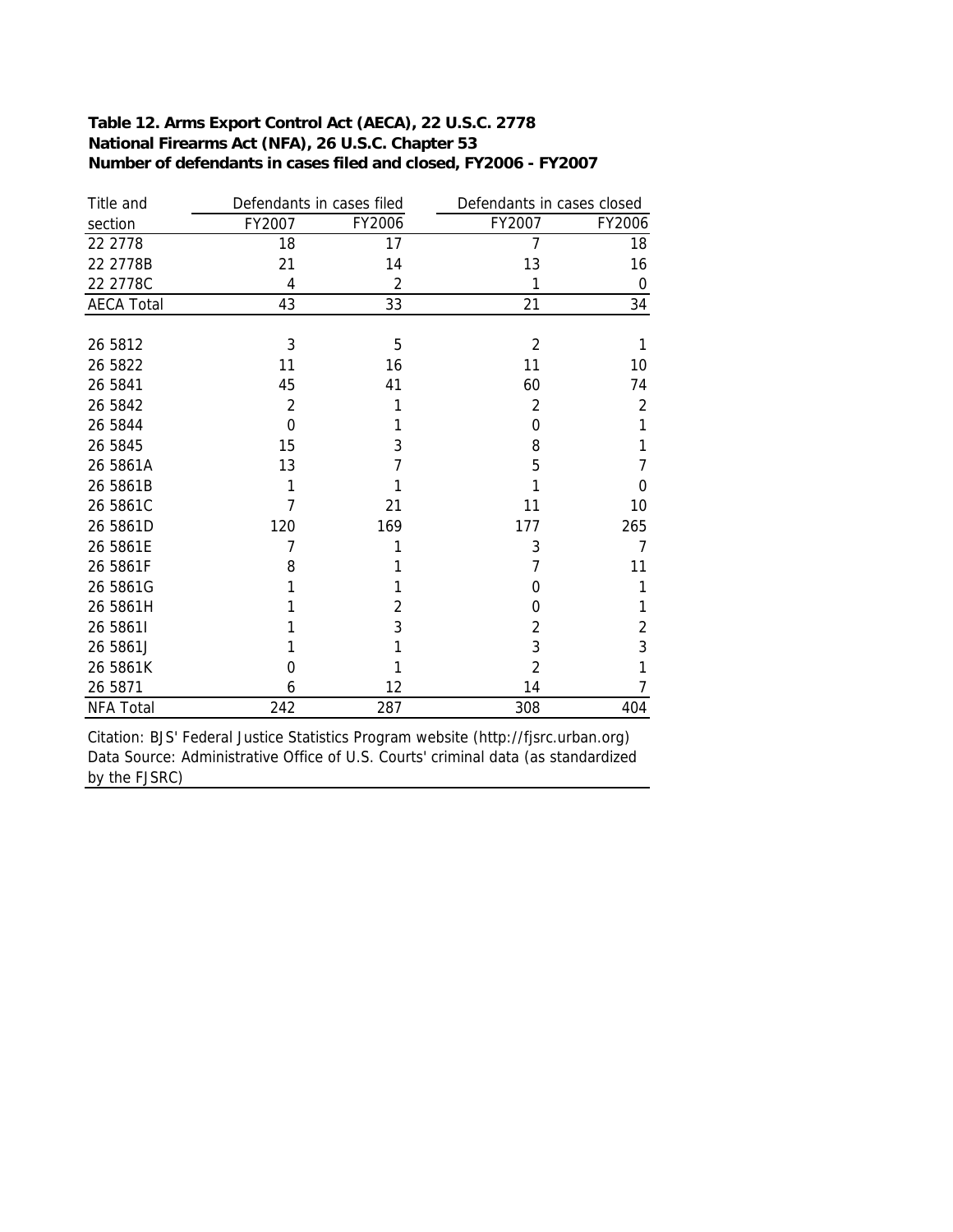**Table 12. Arms Export Control Act (AECA), 22 U.S.C. 2778**
**National Firearms Act (NFA), 26 U.S.C. Chapter 53**
**Number of defendants in cases filed and closed, FY2006 - FY2007**

| Title and | Defendants in cases filed | | Defendants in cases closed | |
|---|---|---|---|---|
| section | FY2007 | FY2006 | FY2007 | FY2006 |
| 22 2778 | 18 | 17 | 7 | 18 |
| 22 2778B | 21 | 14 | 13 | 16 |
| 22 2778C | 4 | 2 | 1 | 0 |
| AECA Total | 43 | 33 | 21 | 34 |
| | | | | |
| 26 5812 | 3 | 5 | 2 | 1 |
| 26 5822 | 11 | 16 | 11 | 10 |
| 26 5841 | 45 | 41 | 60 | 74 |
| 26 5842 | 2 | 1 | 2 | 2 |
| 26 5844 | 0 | 1 | 0 | 1 |
| 26 5845 | 15 | 3 | 8 | 1 |
| 26 5861A | 13 | 7 | 5 | 7 |
| 26 5861B | 1 | 1 | 1 | 0 |
| 26 5861C | 7 | 21 | 11 | 10 |
| 26 5861D | 120 | 169 | 177 | 265 |
| 26 5861E | 7 | 1 | 3 | 7 |
| 26 5861F | 8 | 1 | 7 | 11 |
| 26 5861G | 1 | 1 | 0 | 1 |
| 26 5861H | 1 | 2 | 0 | 1 |
| 26 5861I | 1 | 3 | 2 | 2 |
| 26 5861J | 1 | 1 | 3 | 3 |
| 26 5861K | 0 | 1 | 2 | 1 |
| 26 5871 | 6 | 12 | 14 | 7 |
| NFA Total | 242 | 287 | 308 | 404 |

Citation: BJS' Federal Justice Statistics Program website (http://fjsrc.urban.org)
Data Source: Administrative Office of U.S. Courts' criminal data (as standardized by the FJSRC)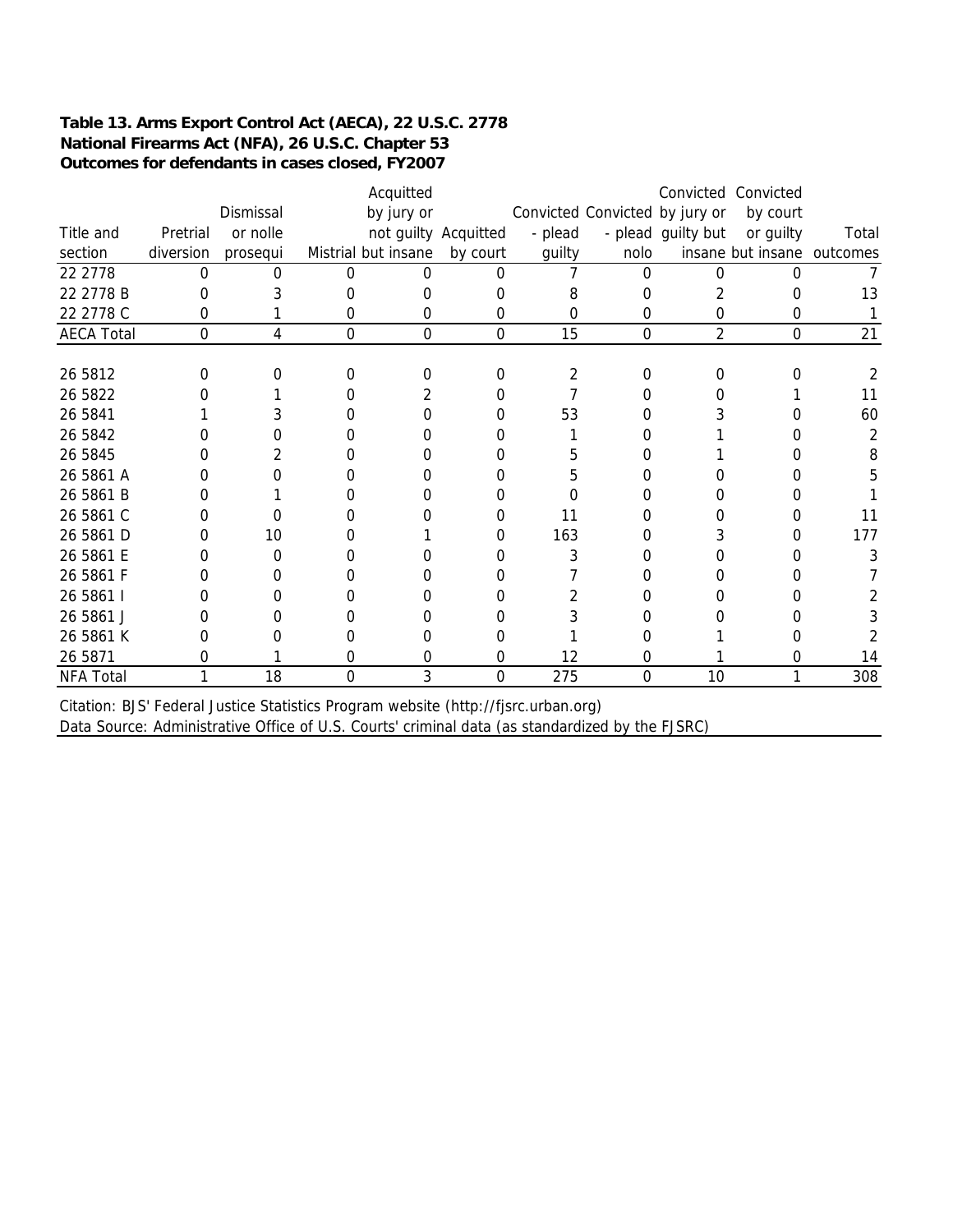**Table 13. Arms Export Control Act (AECA), 22 U.S.C. 2778**
**National Firearms Act (NFA), 26 U.S.C. Chapter 53**
**Outcomes for defendants in cases closed, FY2007**

| Title and section | Pretrial diversion | Dismissal or nolle prosequi | Mistrial | Acquitted by jury or not guilty but insane | Acquitted by court | Convicted - plead guilty | Convicted - plead nolo | Convicted by jury or guilty but insane | Convicted by court or guilty but insane | Total outcomes |
|---|---|---|---|---|---|---|---|---|---|---|
| 22 2778 | 0 | 0 | 0 | 0 | 0 | 7 | 0 | 0 | 0 | 7 |
| 22 2778 B | 0 | 3 | 0 | 0 | 0 | 8 | 0 | 2 | 0 | 13 |
| 22 2778 C | 0 | 1 | 0 | 0 | 0 | 0 | 0 | 0 | 0 | 1 |
| AECA Total | 0 | 4 | 0 | 0 | 0 | 15 | 0 | 2 | 0 | 21 |
| | | | | | | | | | | |
| 26 5812 | 0 | 0 | 0 | 0 | 0 | 2 | 0 | 0 | 0 | 2 |
| 26 5822 | 0 | 1 | 0 | 2 | 0 | 7 | 0 | 0 | 1 | 11 |
| 26 5841 | 1 | 3 | 0 | 0 | 0 | 53 | 0 | 3 | 0 | 60 |
| 26 5842 | 0 | 0 | 0 | 0 | 0 | 1 | 0 | 1 | 0 | 2 |
| 26 5845 | 0 | 2 | 0 | 0 | 0 | 5 | 0 | 1 | 0 | 8 |
| 26 5861 A | 0 | 0 | 0 | 0 | 0 | 5 | 0 | 0 | 0 | 5 |
| 26 5861 B | 0 | 1 | 0 | 0 | 0 | 0 | 0 | 0 | 0 | 1 |
| 26 5861 C | 0 | 0 | 0 | 0 | 0 | 11 | 0 | 0 | 0 | 11 |
| 26 5861 D | 0 | 10 | 0 | 1 | 0 | 163 | 0 | 3 | 0 | 177 |
| 26 5861 E | 0 | 0 | 0 | 0 | 0 | 3 | 0 | 0 | 0 | 3 |
| 26 5861 F | 0 | 0 | 0 | 0 | 0 | 7 | 0 | 0 | 0 | 7 |
| 26 5861 I | 0 | 0 | 0 | 0 | 0 | 2 | 0 | 0 | 0 | 2 |
| 26 5861 J | 0 | 0 | 0 | 0 | 0 | 3 | 0 | 0 | 0 | 3 |
| 26 5861 K | 0 | 0 | 0 | 0 | 0 | 1 | 0 | 1 | 0 | 2 |
| 26 5871 | 0 | 1 | 0 | 0 | 0 | 12 | 0 | 1 | 0 | 14 |
| NFA Total | 1 | 18 | 0 | 3 | 0 | 275 | 0 | 10 | 1 | 308 |

Citation: BJS' Federal Justice Statistics Program website (http://fjsrc.urban.org)
Data Source: Administrative Office of U.S. Courts' criminal data (as standardized by the FJSRC)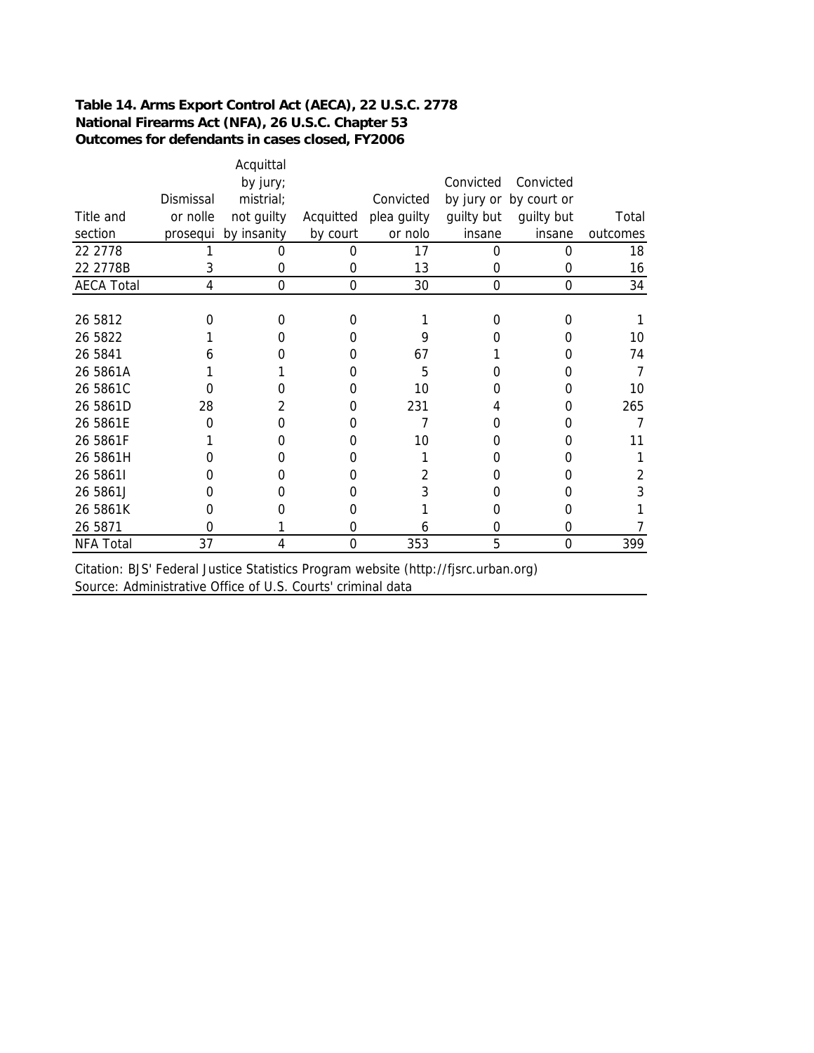**Table 14. Arms Export Control Act (AECA), 22 U.S.C. 2778**
**National Firearms Act (NFA), 26 U.S.C. Chapter 53**
**Outcomes for defendants in cases closed, FY2006**

| Title and section | Dismissal or nolle prosequi | Acquittal by jury; mistrial; not guilty by insanity | Acquitted by court | Convicted plea guilty or nolo | Convicted by jury or guilty but insane | Convicted by court or guilty but insane | Total outcomes |
|---|---|---|---|---|---|---|---|
| 22 2778 | 1 | 0 | 0 | 17 | 0 | 0 | 18 |
| 22 2778B | 3 | 0 | 0 | 13 | 0 | 0 | 16 |
| AECA Total | 4 | 0 | 0 | 30 | 0 | 0 | 34 |
| | | | | | | | |
| 26 5812 | 0 | 0 | 0 | 1 | 0 | 0 | 1 |
| 26 5822 | 1 | 0 | 0 | 9 | 0 | 0 | 10 |
| 26 5841 | 6 | 0 | 0 | 67 | 1 | 0 | 74 |
| 26 5861A | 1 | 1 | 0 | 5 | 0 | 0 | 7 |
| 26 5861C | 0 | 0 | 0 | 10 | 0 | 0 | 10 |
| 26 5861D | 28 | 2 | 0 | 231 | 4 | 0 | 265 |
| 26 5861E | 0 | 0 | 0 | 7 | 0 | 0 | 7 |
| 26 5861F | 1 | 0 | 0 | 10 | 0 | 0 | 11 |
| 26 5861H | 0 | 0 | 0 | 1 | 0 | 0 | 1 |
| 26 5861I | 0 | 0 | 0 | 2 | 0 | 0 | 2 |
| 26 5861J | 0 | 0 | 0 | 3 | 0 | 0 | 3 |
| 26 5861K | 0 | 0 | 0 | 1 | 0 | 0 | 1 |
| 26 5871 | 0 | 1 | 0 | 6 | 0 | 0 | 7 |
| NFA Total | 37 | 4 | 0 | 353 | 5 | 0 | 399 |

Citation: BJS' Federal Justice Statistics Program website (http://fjsrc.urban.org)
Source: Administrative Office of U.S. Courts' criminal data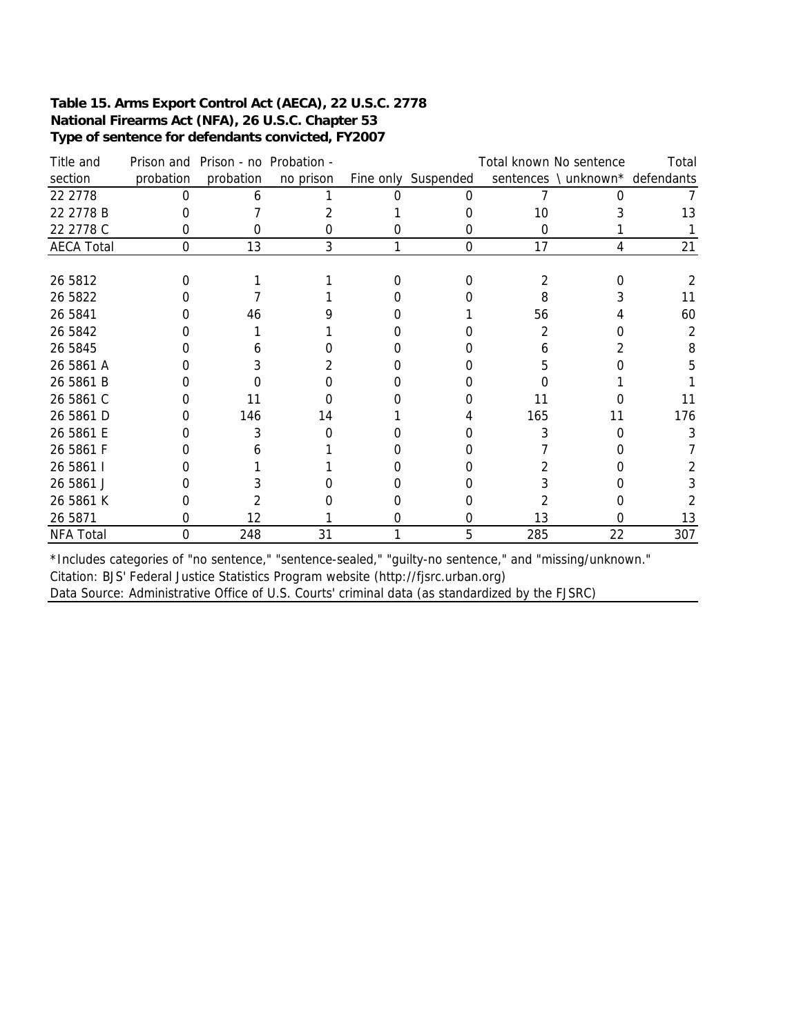**Table 15. Arms Export Control Act (AECA), 22 U.S.C. 2778**
**National Firearms Act (NFA), 26 U.S.C. Chapter 53**
**Type of sentence for defendants convicted, FY2007**

| Title and section | Prison and probation | Prison - no probation | Probation - no prison | Fine only | Suspended | Total known sentences | No sentence \ unknown* | Total defendants |
|---|---|---|---|---|---|---|---|---|
| 22 2778 | 0 | 6 | 1 | 0 | 0 | 7 | 0 | 7 |
| 22 2778 B | 0 | 7 | 2 | 1 | 0 | 10 | 3 | 13 |
| 22 2778 C | 0 | 0 | 0 | 0 | 0 | 0 | 1 | 1 |
| AECA Total | 0 | 13 | 3 | 1 | 0 | 17 | 4 | 21 |
| | | | | | | | | |
| 26 5812 | 0 | 1 | 1 | 0 | 0 | 2 | 0 | 2 |
| 26 5822 | 0 | 7 | 1 | 0 | 0 | 8 | 3 | 11 |
| 26 5841 | 0 | 46 | 9 | 0 | 1 | 56 | 4 | 60 |
| 26 5842 | 0 | 1 | 1 | 0 | 0 | 2 | 0 | 2 |
| 26 5845 | 0 | 6 | 0 | 0 | 0 | 6 | 2 | 8 |
| 26 5861 A | 0 | 3 | 2 | 0 | 0 | 5 | 0 | 5 |
| 26 5861 B | 0 | 0 | 0 | 0 | 0 | 0 | 1 | 1 |
| 26 5861 C | 0 | 11 | 0 | 0 | 0 | 11 | 0 | 11 |
| 26 5861 D | 0 | 146 | 14 | 1 | 4 | 165 | 11 | 176 |
| 26 5861 E | 0 | 3 | 0 | 0 | 0 | 3 | 0 | 3 |
| 26 5861 F | 0 | 6 | 1 | 0 | 0 | 7 | 0 | 7 |
| 26 5861 I | 0 | 1 | 1 | 0 | 0 | 2 | 0 | 2 |
| 26 5861 J | 0 | 3 | 0 | 0 | 0 | 3 | 0 | 3 |
| 26 5861 K | 0 | 2 | 0 | 0 | 0 | 2 | 0 | 2 |
| 26 5871 | 0 | 12 | 1 | 0 | 0 | 13 | 0 | 13 |
| NFA Total | 0 | 248 | 31 | 1 | 5 | 285 | 22 | 307 |

*Includes categories of "no sentence," "sentence-sealed," "guilty-no sentence," and "missing/unknown."
Citation: BJS' Federal Justice Statistics Program website (http://fjsrc.urban.org)
Data Source: Administrative Office of U.S. Courts' criminal data (as standardized by the FJSRC)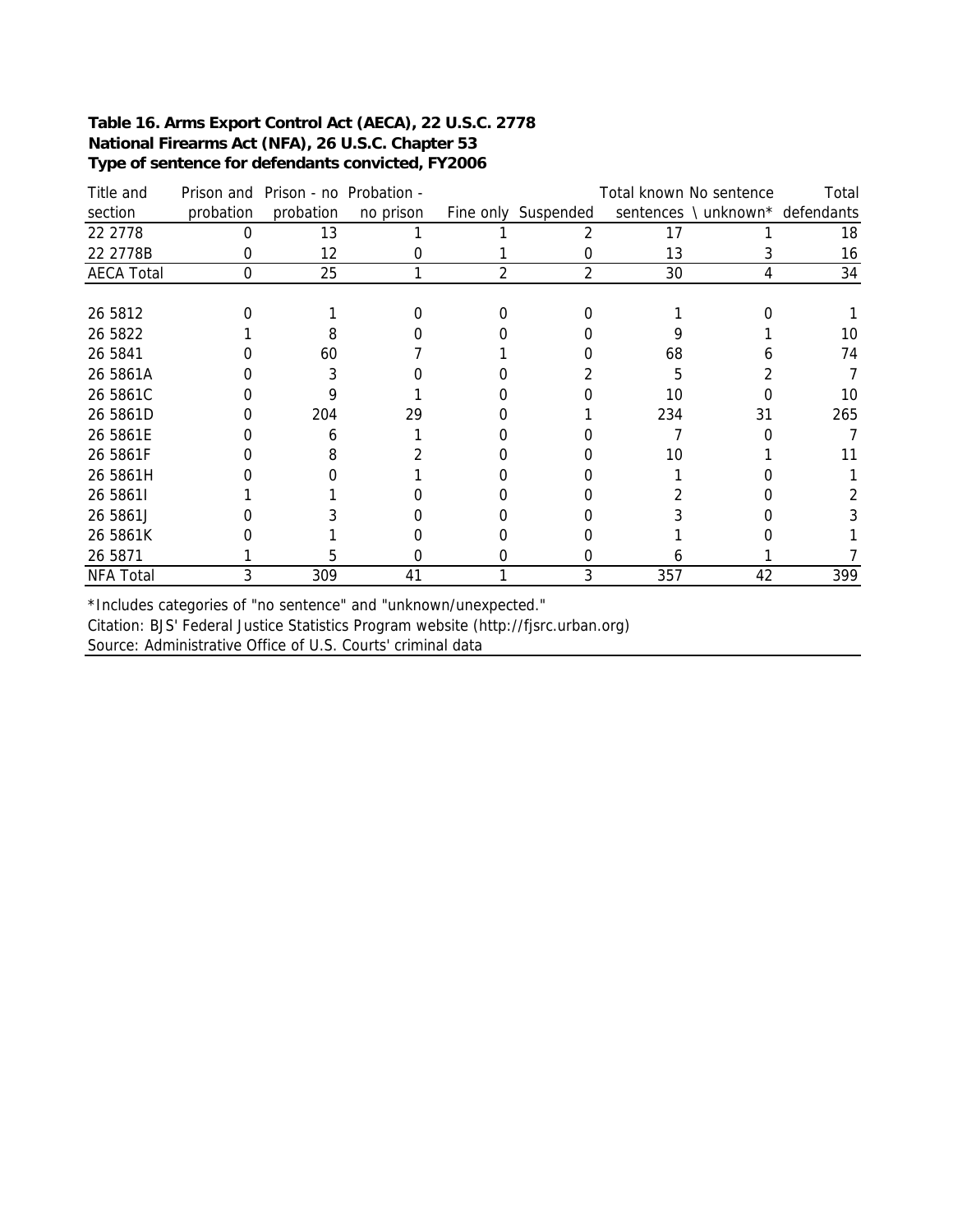**Table 16. Arms Export Control Act (AECA), 22 U.S.C. 2778**
**National Firearms Act (NFA), 26 U.S.C. Chapter 53**
**Type of sentence for defendants convicted, FY2006**

| Title and section | Prison and probation | Prison - no probation | Probation - no prison | Fine only | Suspended | Total known sentences | No sentence \ unknown* | Total defendants |
|---|---|---|---|---|---|---|---|---|
| 22 2778 | 0 | 13 | 1 | 1 | 2 | 17 | 1 | 18 |
| 22 2778B | 0 | 12 | 0 | 1 | 0 | 13 | 3 | 16 |
| AECA Total | 0 | 25 | 1 | 2 | 2 | 30 | 4 | 34 |
| | | | | | | | | |
| 26 5812 | 0 | 1 | 0 | 0 | 0 | 1 | 0 | 1 |
| 26 5822 | 1 | 8 | 0 | 0 | 0 | 9 | 1 | 10 |
| 26 5841 | 0 | 60 | 7 | 1 | 0 | 68 | 6 | 74 |
| 26 5861A | 0 | 3 | 0 | 0 | 2 | 5 | 2 | 7 |
| 26 5861C | 0 | 9 | 1 | 0 | 0 | 10 | 0 | 10 |
| 26 5861D | 0 | 204 | 29 | 0 | 1 | 234 | 31 | 265 |
| 26 5861E | 0 | 6 | 1 | 0 | 0 | 7 | 0 | 7 |
| 26 5861F | 0 | 8 | 2 | 0 | 0 | 10 | 1 | 11 |
| 26 5861H | 0 | 0 | 1 | 0 | 0 | 1 | 0 | 1 |
| 26 5861I | 1 | 1 | 0 | 0 | 0 | 2 | 0 | 2 |
| 26 5861J | 0 | 3 | 0 | 0 | 0 | 3 | 0 | 3 |
| 26 5861K | 0 | 1 | 0 | 0 | 0 | 1 | 0 | 1 |
| 26 5871 | 1 | 5 | 0 | 0 | 0 | 6 | 1 | 7 |
| NFA Total | 3 | 309 | 41 | 1 | 3 | 357 | 42 | 399 |

*Includes categories of "no sentence" and "unknown/unexpected."

Citation: BJS' Federal Justice Statistics Program website (http://fjsrc.urban.org)

Source: Administrative Office of U.S. Courts' criminal data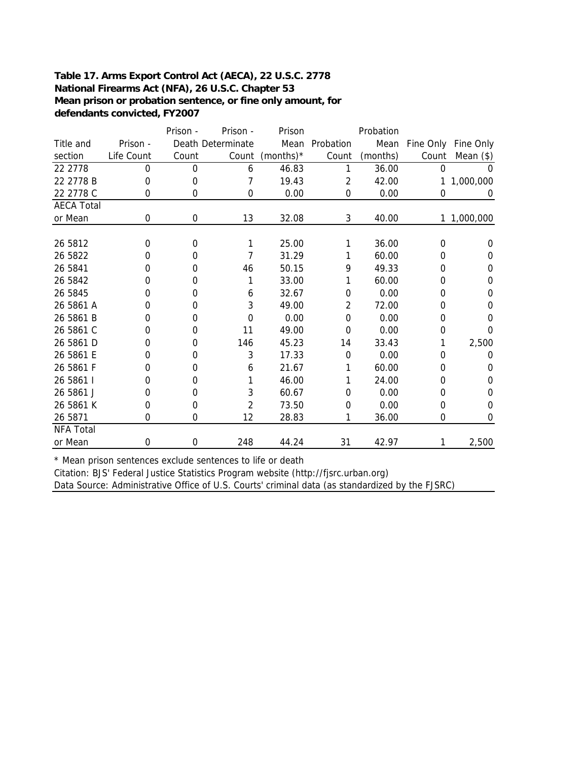**Table 17. Arms Export Control Act (AECA), 22 U.S.C. 2778**
**National Firearms Act (NFA), 26 U.S.C. Chapter 53**
**Mean prison or probation sentence, or fine only amount, for defendants convicted, FY2007**

| Title and section | Prison - Life Count | Prison - Death Count | Prison - Determinate Count | Prison Mean (months)* | Probation Count | Probation Mean (months) | Fine Only Count | Fine Only Mean ($) |
|---|---|---|---|---|---|---|---|---|
| 22 2778 | 0 | 0 | 6 | 46.83 | 1 | 36.00 | 0 | 0 |
| 22 2778 B | 0 | 0 | 7 | 19.43 | 2 | 42.00 | 1 | 1,000,000 |
| 22 2778 C | 0 | 0 | 0 | 0.00 | 0 | 0.00 | 0 | 0 |
| AECA Total or Mean | 0 | 0 | 13 | 32.08 | 3 | 40.00 | 1 | 1,000,000 |
| 26 5812 | 0 | 0 | 1 | 25.00 | 1 | 36.00 | 0 | 0 |
| 26 5822 | 0 | 0 | 7 | 31.29 | 1 | 60.00 | 0 | 0 |
| 26 5841 | 0 | 0 | 46 | 50.15 | 9 | 49.33 | 0 | 0 |
| 26 5842 | 0 | 0 | 1 | 33.00 | 1 | 60.00 | 0 | 0 |
| 26 5845 | 0 | 0 | 6 | 32.67 | 0 | 0.00 | 0 | 0 |
| 26 5861 A | 0 | 0 | 3 | 49.00 | 2 | 72.00 | 0 | 0 |
| 26 5861 B | 0 | 0 | 0 | 0.00 | 0 | 0.00 | 0 | 0 |
| 26 5861 C | 0 | 0 | 11 | 49.00 | 0 | 0.00 | 0 | 0 |
| 26 5861 D | 0 | 0 | 146 | 45.23 | 14 | 33.43 | 1 | 2,500 |
| 26 5861 E | 0 | 0 | 3 | 17.33 | 0 | 0.00 | 0 | 0 |
| 26 5861 F | 0 | 0 | 6 | 21.67 | 1 | 60.00 | 0 | 0 |
| 26 5861 I | 0 | 0 | 1 | 46.00 | 1 | 24.00 | 0 | 0 |
| 26 5861 J | 0 | 0 | 3 | 60.67 | 0 | 0.00 | 0 | 0 |
| 26 5861 K | 0 | 0 | 2 | 73.50 | 0 | 0.00 | 0 | 0 |
| 26 5871 | 0 | 0 | 12 | 28.83 | 1 | 36.00 | 0 | 0 |
| NFA Total or Mean | 0 | 0 | 248 | 44.24 | 31 | 42.97 | 1 | 2,500 |

* Mean prison sentences exclude sentences to life or death

Citation: BJS' Federal Justice Statistics Program website (http://fjsrc.urban.org)

Data Source: Administrative Office of U.S. Courts' criminal data (as standardized by the FJSRC)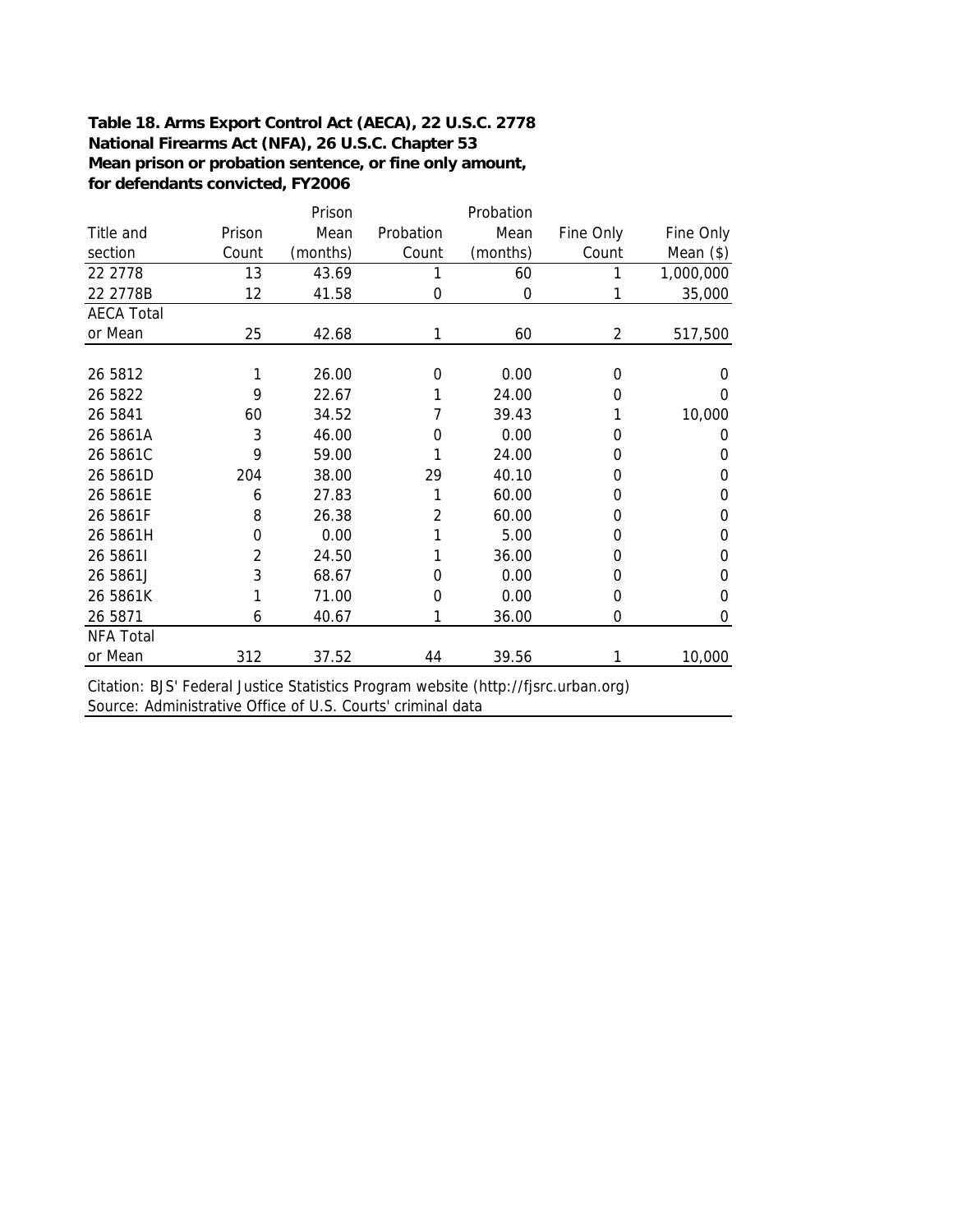**Table 18. Arms Export Control Act (AECA), 22 U.S.C. 2778**
**National Firearms Act (NFA), 26 U.S.C. Chapter 53**
**Mean prison or probation sentence, or fine only amount,**
**for defendants convicted, FY2006**

| Title and section | Prison Count | Prison Mean (months) | Probation Count | Probation Mean (months) | Fine Only Count | Fine Only Mean ($) |
|---|---|---|---|---|---|---|
| 22 2778 | 13 | 43.69 | 1 | 60 | 1 | 1,000,000 |
| 22 2778B | 12 | 41.58 | 0 | 0 | 1 | 35,000 |
| AECA Total or Mean | 25 | 42.68 | 1 | 60 | 2 | 517,500 |
| | | | | | | |
| 26 5812 | 1 | 26.00 | 0 | 0.00 | 0 | 0 |
| 26 5822 | 9 | 22.67 | 1 | 24.00 | 0 | 0 |
| 26 5841 | 60 | 34.52 | 7 | 39.43 | 1 | 10,000 |
| 26 5861A | 3 | 46.00 | 0 | 0.00 | 0 | 0 |
| 26 5861C | 9 | 59.00 | 1 | 24.00 | 0 | 0 |
| 26 5861D | 204 | 38.00 | 29 | 40.10 | 0 | 0 |
| 26 5861E | 6 | 27.83 | 1 | 60.00 | 0 | 0 |
| 26 5861F | 8 | 26.38 | 2 | 60.00 | 0 | 0 |
| 26 5861H | 0 | 0.00 | 1 | 5.00 | 0 | 0 |
| 26 5861I | 2 | 24.50 | 1 | 36.00 | 0 | 0 |
| 26 5861J | 3 | 68.67 | 0 | 0.00 | 0 | 0 |
| 26 5861K | 1 | 71.00 | 0 | 0.00 | 0 | 0 |
| 26 5871 | 6 | 40.67 | 1 | 36.00 | 0 | 0 |
| NFA Total or Mean | 312 | 37.52 | 44 | 39.56 | 1 | 10,000 |

Citation: BJS' Federal Justice Statistics Program website (http://fjsrc.urban.org)
Source: Administrative Office of U.S. Courts' criminal data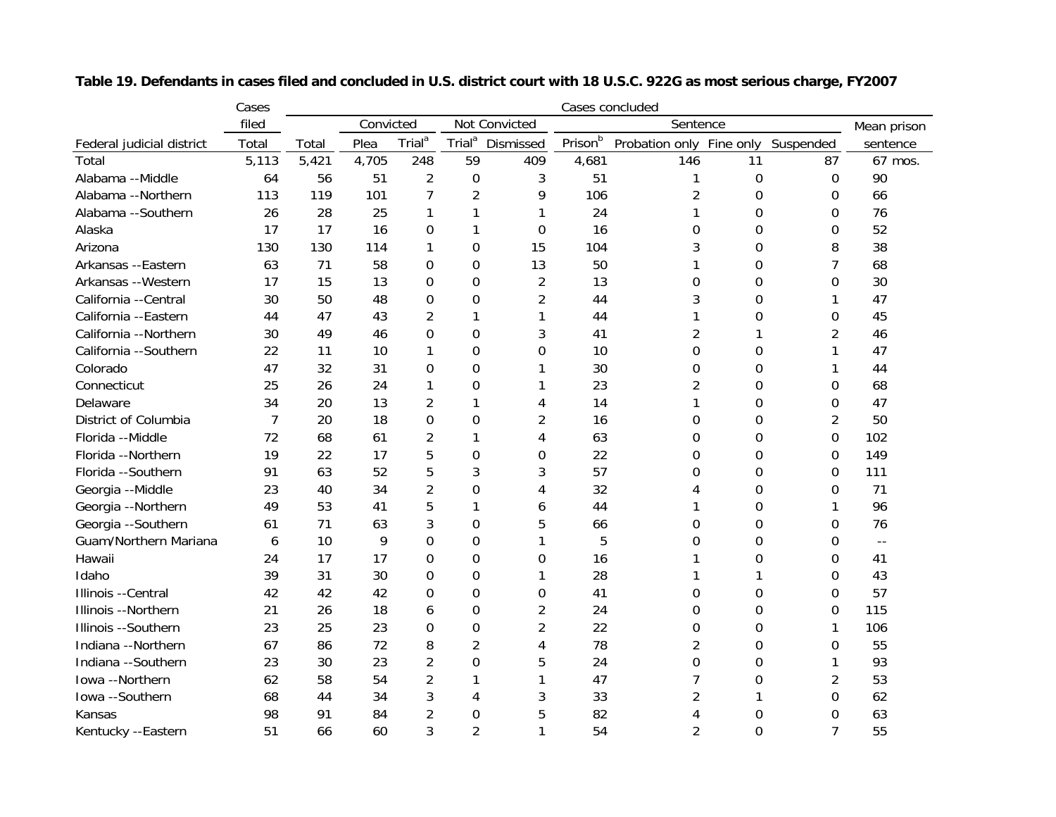**Table 19. Defendants in cases filed and concluded in U.S. district court with 18 U.S.C. 922G as most serious charge, FY2007**

| | Cases filed | Cases concluded | | | | | | | | | |
|---|---|---|---|---|---|---|---|---|---|---|---|
| | | | Convicted | | Not Convicted | | Sentence | | | | Mean prison |
| Federal judicial district | Total | Total | Plea | Trial[a] | Trial[a] | Dismissed | Prison[b] | Probation only | Fine only | Suspended | sentence |
| Total | 5,113 | 5,421 | 4,705 | 248 | 59 | 409 | 4,681 | 146 | 11 | 87 | 67 mos. |
| Alabama --Middle | 64 | 56 | 51 | 2 | 0 | 3 | 51 | 1 | 0 | 0 | 90 |
| Alabama --Northern | 113 | 119 | 101 | 7 | 2 | 9 | 106 | 2 | 0 | 0 | 66 |
| Alabama --Southern | 26 | 28 | 25 | 1 | 1 | 1 | 24 | 1 | 0 | 0 | 76 |
| Alaska | 17 | 17 | 16 | 0 | 1 | 0 | 16 | 0 | 0 | 0 | 52 |
| Arizona | 130 | 130 | 114 | 1 | 0 | 15 | 104 | 3 | 0 | 8 | 38 |
| Arkansas --Eastern | 63 | 71 | 58 | 0 | 0 | 13 | 50 | 1 | 0 | 7 | 68 |
| Arkansas --Western | 17 | 15 | 13 | 0 | 0 | 2 | 13 | 0 | 0 | 0 | 30 |
| California --Central | 30 | 50 | 48 | 0 | 0 | 2 | 44 | 3 | 0 | 1 | 47 |
| California --Eastern | 44 | 47 | 43 | 2 | 1 | 1 | 44 | 1 | 0 | 0 | 45 |
| California --Northern | 30 | 49 | 46 | 0 | 0 | 3 | 41 | 2 | 1 | 2 | 46 |
| California --Southern | 22 | 11 | 10 | 1 | 0 | 0 | 10 | 0 | 0 | 1 | 47 |
| Colorado | 47 | 32 | 31 | 0 | 0 | 1 | 30 | 0 | 0 | 1 | 44 |
| Connecticut | 25 | 26 | 24 | 1 | 0 | 1 | 23 | 2 | 0 | 0 | 68 |
| Delaware | 34 | 20 | 13 | 2 | 1 | 4 | 14 | 1 | 0 | 0 | 47 |
| District of Columbia | 7 | 20 | 18 | 0 | 0 | 2 | 16 | 0 | 0 | 2 | 50 |
| Florida --Middle | 72 | 68 | 61 | 2 | 1 | 4 | 63 | 0 | 0 | 0 | 102 |
| Florida --Northern | 19 | 22 | 17 | 5 | 0 | 0 | 22 | 0 | 0 | 0 | 149 |
| Florida --Southern | 91 | 63 | 52 | 5 | 3 | 3 | 57 | 0 | 0 | 0 | 111 |
| Georgia --Middle | 23 | 40 | 34 | 2 | 0 | 4 | 32 | 4 | 0 | 0 | 71 |
| Georgia --Northern | 49 | 53 | 41 | 5 | 1 | 6 | 44 | 1 | 0 | 1 | 96 |
| Georgia --Southern | 61 | 71 | 63 | 3 | 0 | 5 | 66 | 0 | 0 | 0 | 76 |
| Guam/Northern Mariana | 6 | 10 | 9 | 0 | 0 | 1 | 5 | 0 | 0 | 0 | -- |
| Hawaii | 24 | 17 | 17 | 0 | 0 | 0 | 16 | 1 | 0 | 0 | 41 |
| Idaho | 39 | 31 | 30 | 0 | 0 | 1 | 28 | 1 | 1 | 0 | 43 |
| Illinois --Central | 42 | 42 | 42 | 0 | 0 | 0 | 41 | 0 | 0 | 0 | 57 |
| Illinois --Northern | 21 | 26 | 18 | 6 | 0 | 2 | 24 | 0 | 0 | 0 | 115 |
| Illinois --Southern | 23 | 25 | 23 | 0 | 0 | 2 | 22 | 0 | 0 | 1 | 106 |
| Indiana --Northern | 67 | 86 | 72 | 8 | 2 | 4 | 78 | 2 | 0 | 0 | 55 |
| Indiana --Southern | 23 | 30 | 23 | 2 | 0 | 5 | 24 | 0 | 0 | 1 | 93 |
| Iowa --Northern | 62 | 58 | 54 | 2 | 1 | 1 | 47 | 7 | 0 | 2 | 53 |
| Iowa --Southern | 68 | 44 | 34 | 3 | 4 | 3 | 33 | 2 | 1 | 0 | 62 |
| Kansas | 98 | 91 | 84 | 2 | 0 | 5 | 82 | 4 | 0 | 0 | 63 |
| Kentucky --Eastern | 51 | 66 | 60 | 3 | 2 | 1 | 54 | 2 | 0 | 7 | 55 |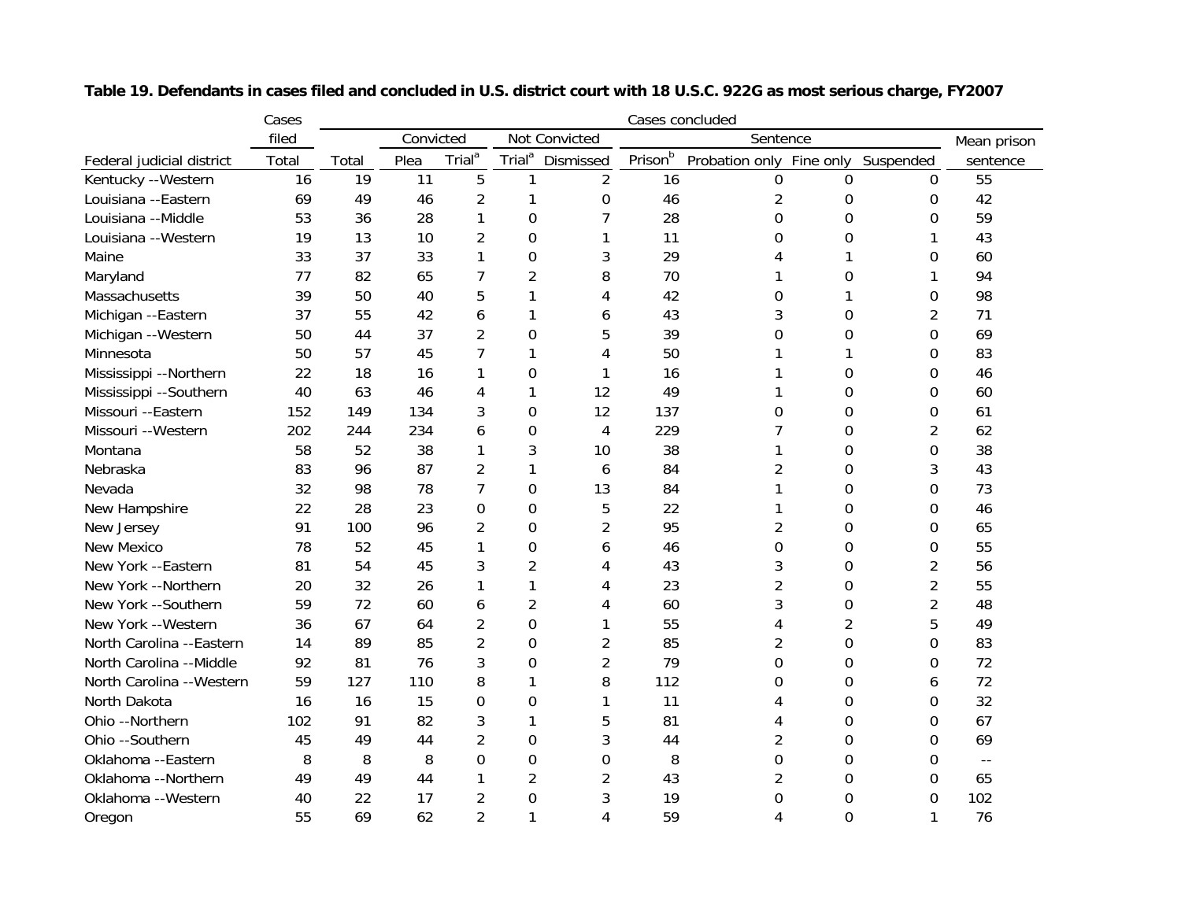**Table 19. Defendants in cases filed and concluded in U.S. district court with 18 U.S.C. 922G as most serious charge, FY2007**

| | Cases filed | Cases concluded | | | | | | | | | |
|---|---|---|---|---|---|---|---|---|---|---|---|
| | | | Convicted | | Not Convicted | | Sentence | | | | Mean prison |
| Federal judicial district | Total | Total | Plea | Trial[a] | Trial[a] | Dismissed | Prison[b] | Probation only | Fine only | Suspended | sentence |
| Kentucky --Western | 16 | 19 | 11 | 5 | 1 | 2 | 16 | 0 | 0 | 0 | 55 |
| Louisiana --Eastern | 69 | 49 | 46 | 2 | 1 | 0 | 46 | 2 | 0 | 0 | 42 |
| Louisiana --Middle | 53 | 36 | 28 | 1 | 0 | 7 | 28 | 0 | 0 | 0 | 59 |
| Louisiana --Western | 19 | 13 | 10 | 2 | 0 | 1 | 11 | 0 | 0 | 1 | 43 |
| Maine | 33 | 37 | 33 | 1 | 0 | 3 | 29 | 4 | 1 | 0 | 60 |
| Maryland | 77 | 82 | 65 | 7 | 2 | 8 | 70 | 1 | 0 | 1 | 94 |
| Massachusetts | 39 | 50 | 40 | 5 | 1 | 4 | 42 | 0 | 1 | 0 | 98 |
| Michigan --Eastern | 37 | 55 | 42 | 6 | 1 | 6 | 43 | 3 | 0 | 2 | 71 |
| Michigan --Western | 50 | 44 | 37 | 2 | 0 | 5 | 39 | 0 | 0 | 0 | 69 |
| Minnesota | 50 | 57 | 45 | 7 | 1 | 4 | 50 | 1 | 1 | 0 | 83 |
| Mississippi --Northern | 22 | 18 | 16 | 1 | 0 | 1 | 16 | 1 | 0 | 0 | 46 |
| Mississippi --Southern | 40 | 63 | 46 | 4 | 1 | 12 | 49 | 1 | 0 | 0 | 60 |
| Missouri --Eastern | 152 | 149 | 134 | 3 | 0 | 12 | 137 | 0 | 0 | 0 | 61 |
| Missouri --Western | 202 | 244 | 234 | 6 | 0 | 4 | 229 | 7 | 0 | 2 | 62 |
| Montana | 58 | 52 | 38 | 1 | 3 | 10 | 38 | 1 | 0 | 0 | 38 |
| Nebraska | 83 | 96 | 87 | 2 | 1 | 6 | 84 | 2 | 0 | 3 | 43 |
| Nevada | 32 | 98 | 78 | 7 | 0 | 13 | 84 | 1 | 0 | 0 | 73 |
| New Hampshire | 22 | 28 | 23 | 0 | 0 | 5 | 22 | 1 | 0 | 0 | 46 |
| New Jersey | 91 | 100 | 96 | 2 | 0 | 2 | 95 | 2 | 0 | 0 | 65 |
| New Mexico | 78 | 52 | 45 | 1 | 0 | 6 | 46 | 0 | 0 | 0 | 55 |
| New York --Eastern | 81 | 54 | 45 | 3 | 2 | 4 | 43 | 3 | 0 | 2 | 56 |
| New York --Northern | 20 | 32 | 26 | 1 | 1 | 4 | 23 | 2 | 0 | 2 | 55 |
| New York --Southern | 59 | 72 | 60 | 6 | 2 | 4 | 60 | 3 | 0 | 2 | 48 |
| New York --Western | 36 | 67 | 64 | 2 | 0 | 1 | 55 | 4 | 2 | 5 | 49 |
| North Carolina --Eastern | 14 | 89 | 85 | 2 | 0 | 2 | 85 | 2 | 0 | 0 | 83 |
| North Carolina --Middle | 92 | 81 | 76 | 3 | 0 | 2 | 79 | 0 | 0 | 0 | 72 |
| North Carolina --Western | 59 | 127 | 110 | 8 | 1 | 8 | 112 | 0 | 0 | 6 | 72 |
| North Dakota | 16 | 16 | 15 | 0 | 0 | 1 | 11 | 4 | 0 | 0 | 32 |
| Ohio --Northern | 102 | 91 | 82 | 3 | 1 | 5 | 81 | 4 | 0 | 0 | 67 |
| Ohio --Southern | 45 | 49 | 44 | 2 | 0 | 3 | 44 | 2 | 0 | 0 | 69 |
| Oklahoma --Eastern | 8 | 8 | 8 | 0 | 0 | 0 | 8 | 0 | 0 | 0 | -- |
| Oklahoma --Northern | 49 | 49 | 44 | 1 | 2 | 2 | 43 | 2 | 0 | 0 | 65 |
| Oklahoma --Western | 40 | 22 | 17 | 2 | 0 | 3 | 19 | 0 | 0 | 0 | 102 |
| Oregon | 55 | 69 | 62 | 2 | 1 | 4 | 59 | 4 | 0 | 1 | 76 |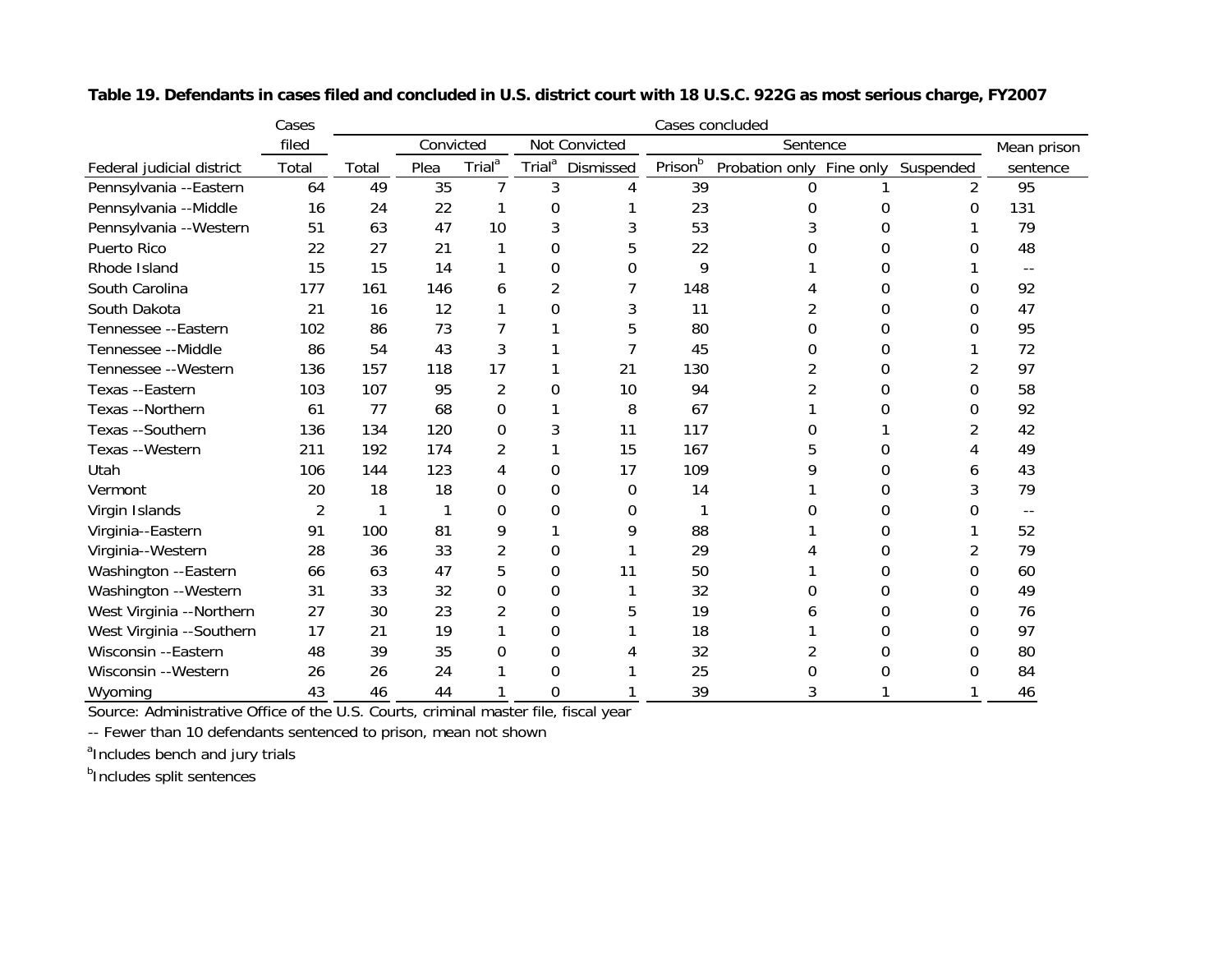**Table 19. Defendants in cases filed and concluded in U.S. district court with 18 U.S.C. 922G as most serious charge, FY2007**

| | Cases filed | Cases concluded | | | | | | | | | | |
|---|---|---|---|---|---|---|---|---|---|---|---|---|
| | | | Convicted | | Not Convicted | | Sentence | | | | Mean prison |
| Federal judicial district | Total | Total | Plea | Trial[a] | Trial[a] | Dismissed | Prison[b] | Probation only | Fine only | Suspended | sentence |
| Pennsylvania --Eastern | 64 | 49 | 35 | 7 | 3 | 4 | 39 | 0 | 1 | 2 | 95 |
| Pennsylvania --Middle | 16 | 24 | 22 | 1 | 0 | 1 | 23 | 0 | 0 | 0 | 131 |
| Pennsylvania --Western | 51 | 63 | 47 | 10 | 3 | 3 | 53 | 3 | 0 | 1 | 79 |
| Puerto Rico | 22 | 27 | 21 | 1 | 0 | 5 | 22 | 0 | 0 | 0 | 48 |
| Rhode Island | 15 | 15 | 14 | 1 | 0 | 0 | 9 | 1 | 0 | 1 | -- |
| South Carolina | 177 | 161 | 146 | 6 | 2 | 7 | 148 | 4 | 0 | 0 | 92 |
| South Dakota | 21 | 16 | 12 | 1 | 0 | 3 | 11 | 2 | 0 | 0 | 47 |
| Tennessee --Eastern | 102 | 86 | 73 | 7 | 1 | 5 | 80 | 0 | 0 | 0 | 95 |
| Tennessee --Middle | 86 | 54 | 43 | 3 | 1 | 7 | 45 | 0 | 0 | 1 | 72 |
| Tennessee --Western | 136 | 157 | 118 | 17 | 1 | 21 | 130 | 2 | 0 | 2 | 97 |
| Texas --Eastern | 103 | 107 | 95 | 2 | 0 | 10 | 94 | 2 | 0 | 0 | 58 |
| Texas --Northern | 61 | 77 | 68 | 0 | 1 | 8 | 67 | 1 | 0 | 0 | 92 |
| Texas --Southern | 136 | 134 | 120 | 0 | 3 | 11 | 117 | 0 | 1 | 2 | 42 |
| Texas --Western | 211 | 192 | 174 | 2 | 1 | 15 | 167 | 5 | 0 | 4 | 49 |
| Utah | 106 | 144 | 123 | 4 | 0 | 17 | 109 | 9 | 0 | 6 | 43 |
| Vermont | 20 | 18 | 18 | 0 | 0 | 0 | 14 | 1 | 0 | 3 | 79 |
| Virgin Islands | 2 | 1 | 1 | 0 | 0 | 0 | 1 | 0 | 0 | 0 | -- |
| Virginia--Eastern | 91 | 100 | 81 | 9 | 1 | 9 | 88 | 1 | 0 | 1 | 52 |
| Virginia--Western | 28 | 36 | 33 | 2 | 0 | 1 | 29 | 4 | 0 | 2 | 79 |
| Washington --Eastern | 66 | 63 | 47 | 5 | 0 | 11 | 50 | 1 | 0 | 0 | 60 |
| Washington --Western | 31 | 33 | 32 | 0 | 0 | 1 | 32 | 0 | 0 | 0 | 49 |
| West Virginia --Northern | 27 | 30 | 23 | 2 | 0 | 5 | 19 | 6 | 0 | 0 | 76 |
| West Virginia --Southern | 17 | 21 | 19 | 1 | 0 | 1 | 18 | 1 | 0 | 0 | 97 |
| Wisconsin --Eastern | 48 | 39 | 35 | 0 | 0 | 4 | 32 | 2 | 0 | 0 | 80 |
| Wisconsin --Western | 26 | 26 | 24 | 1 | 0 | 1 | 25 | 0 | 0 | 0 | 84 |
| Wyoming | 43 | 46 | 44 | 1 | 0 | 1 | 39 | 3 | 1 | 1 | 46 |

Source: Administrative Office of the U.S. Courts, criminal master file, fiscal year

-- Fewer than 10 defendants sentenced to prison, mean not shown

[a]Includes bench and jury trials

[b]Includes split sentences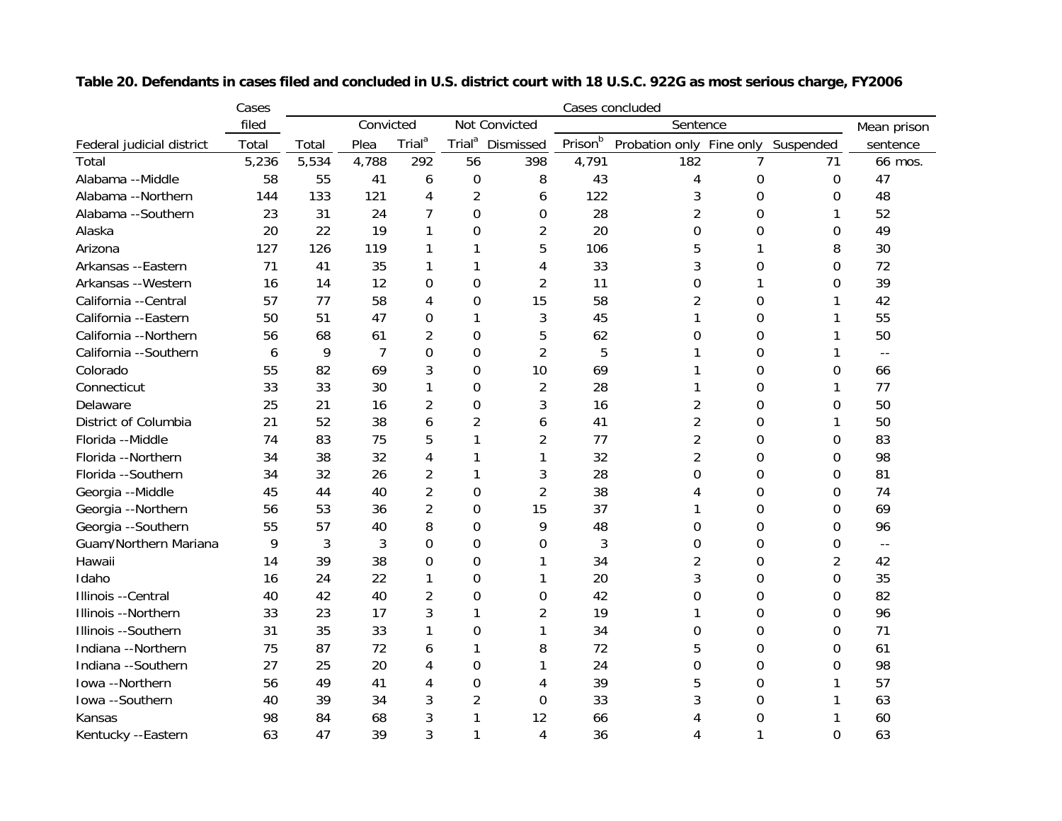**Table 20. Defendants in cases filed and concluded in U.S. district court with 18 U.S.C. 922G as most serious charge, FY2006**

| | Cases filed | Cases concluded | | | | | | | | | |
|---|---|---|---|---|---|---|---|---|---|---|---|
| | | | Convicted | | Not Convicted | | Sentence | | | | Mean prison |
| Federal judicial district | Total | Total | Plea | Trial[a] | Trial[a] | Dismissed | Prison[b] | Probation only | Fine only | Suspended | sentence |
| Total | 5,236 | 5,534 | 4,788 | 292 | 56 | 398 | 4,791 | 182 | 7 | 71 | 66 mos. |
| Alabama --Middle | 58 | 55 | 41 | 6 | 0 | 8 | 43 | 4 | 0 | 0 | 47 |
| Alabama --Northern | 144 | 133 | 121 | 4 | 2 | 6 | 122 | 3 | 0 | 0 | 48 |
| Alabama --Southern | 23 | 31 | 24 | 7 | 0 | 0 | 28 | 2 | 0 | 1 | 52 |
| Alaska | 20 | 22 | 19 | 1 | 0 | 2 | 20 | 0 | 0 | 0 | 49 |
| Arizona | 127 | 126 | 119 | 1 | 1 | 5 | 106 | 5 | 1 | 8 | 30 |
| Arkansas --Eastern | 71 | 41 | 35 | 1 | 1 | 4 | 33 | 3 | 0 | 0 | 72 |
| Arkansas --Western | 16 | 14 | 12 | 0 | 0 | 2 | 11 | 0 | 1 | 0 | 39 |
| California --Central | 57 | 77 | 58 | 4 | 0 | 15 | 58 | 2 | 0 | 1 | 42 |
| California --Eastern | 50 | 51 | 47 | 0 | 1 | 3 | 45 | 1 | 0 | 1 | 55 |
| California --Northern | 56 | 68 | 61 | 2 | 0 | 5 | 62 | 0 | 0 | 1 | 50 |
| California --Southern | 6 | 9 | 7 | 0 | 0 | 2 | 5 | 1 | 0 | 1 | -- |
| Colorado | 55 | 82 | 69 | 3 | 0 | 10 | 69 | 1 | 0 | 0 | 66 |
| Connecticut | 33 | 33 | 30 | 1 | 0 | 2 | 28 | 1 | 0 | 1 | 77 |
| Delaware | 25 | 21 | 16 | 2 | 0 | 3 | 16 | 2 | 0 | 0 | 50 |
| District of Columbia | 21 | 52 | 38 | 6 | 2 | 6 | 41 | 2 | 0 | 1 | 50 |
| Florida --Middle | 74 | 83 | 75 | 5 | 1 | 2 | 77 | 2 | 0 | 0 | 83 |
| Florida --Northern | 34 | 38 | 32 | 4 | 1 | 1 | 32 | 2 | 0 | 0 | 98 |
| Florida --Southern | 34 | 32 | 26 | 2 | 1 | 3 | 28 | 0 | 0 | 0 | 81 |
| Georgia --Middle | 45 | 44 | 40 | 2 | 0 | 2 | 38 | 4 | 0 | 0 | 74 |
| Georgia --Northern | 56 | 53 | 36 | 2 | 0 | 15 | 37 | 1 | 0 | 0 | 69 |
| Georgia --Southern | 55 | 57 | 40 | 8 | 0 | 9 | 48 | 0 | 0 | 0 | 96 |
| Guam/Northern Mariana | 9 | 3 | 3 | 0 | 0 | 0 | 3 | 0 | 0 | 0 | -- |
| Hawaii | 14 | 39 | 38 | 0 | 0 | 1 | 34 | 2 | 0 | 2 | 42 |
| Idaho | 16 | 24 | 22 | 1 | 0 | 1 | 20 | 3 | 0 | 0 | 35 |
| Illinois --Central | 40 | 42 | 40 | 2 | 0 | 0 | 42 | 0 | 0 | 0 | 82 |
| Illinois --Northern | 33 | 23 | 17 | 3 | 1 | 2 | 19 | 1 | 0 | 0 | 96 |
| Illinois --Southern | 31 | 35 | 33 | 1 | 0 | 1 | 34 | 0 | 0 | 0 | 71 |
| Indiana --Northern | 75 | 87 | 72 | 6 | 1 | 8 | 72 | 5 | 0 | 0 | 61 |
| Indiana --Southern | 27 | 25 | 20 | 4 | 0 | 1 | 24 | 0 | 0 | 0 | 98 |
| Iowa --Northern | 56 | 49 | 41 | 4 | 0 | 4 | 39 | 5 | 0 | 1 | 57 |
| Iowa --Southern | 40 | 39 | 34 | 3 | 2 | 0 | 33 | 3 | 0 | 1 | 63 |
| Kansas | 98 | 84 | 68 | 3 | 1 | 12 | 66 | 4 | 0 | 1 | 60 |
| Kentucky --Eastern | 63 | 47 | 39 | 3 | 1 | 4 | 36 | 4 | 1 | 0 | 63 |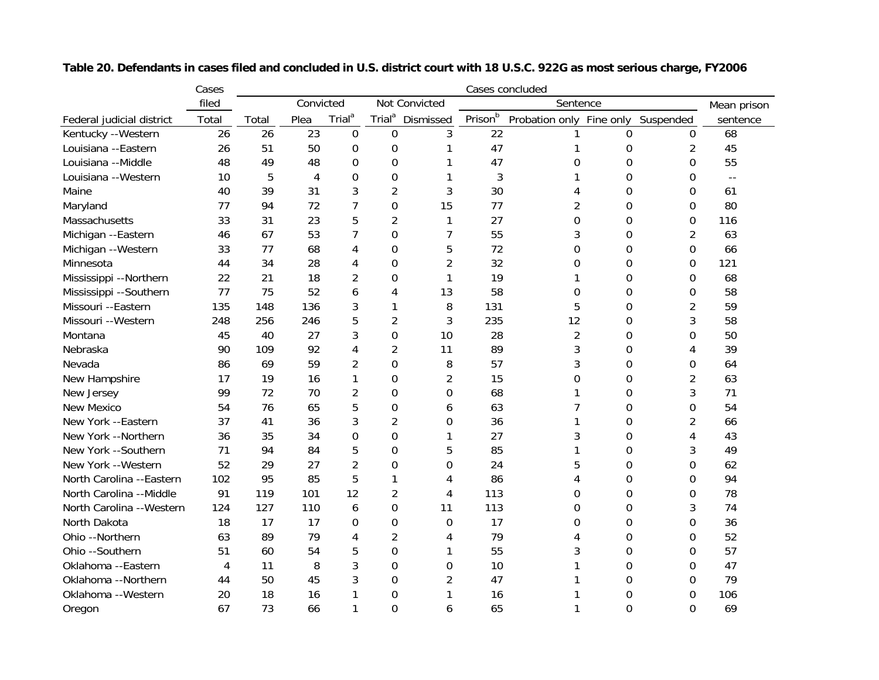**Table 20. Defendants in cases filed and concluded in U.S. district court with 18 U.S.C. 922G as most serious charge, FY2006**

| | Cases filed | Cases concluded | | | | | | | | | |
|---|---|---|---|---|---|---|---|---|---|---|---|
| | | | Convicted | | Not Convicted | | Sentence | | | | Mean prison |
| Federal judicial district | Total | Total | Plea | Trial[a] | Trial[a] | Dismissed | Prison[b] | Probation only | Fine only | Suspended | sentence |
| Kentucky --Western | 26 | 26 | 23 | 0 | 0 | 3 | 22 | 1 | 0 | 0 | 68 |
| Louisiana --Eastern | 26 | 51 | 50 | 0 | 0 | 1 | 47 | 1 | 0 | 2 | 45 |
| Louisiana --Middle | 48 | 49 | 48 | 0 | 0 | 1 | 47 | 0 | 0 | 0 | 55 |
| Louisiana --Western | 10 | 5 | 4 | 0 | 0 | 1 | 3 | 1 | 0 | 0 | -- |
| Maine | 40 | 39 | 31 | 3 | 2 | 3 | 30 | 4 | 0 | 0 | 61 |
| Maryland | 77 | 94 | 72 | 7 | 0 | 15 | 77 | 2 | 0 | 0 | 80 |
| Massachusetts | 33 | 31 | 23 | 5 | 2 | 1 | 27 | 0 | 0 | 0 | 116 |
| Michigan --Eastern | 46 | 67 | 53 | 7 | 0 | 7 | 55 | 3 | 0 | 2 | 63 |
| Michigan --Western | 33 | 77 | 68 | 4 | 0 | 5 | 72 | 0 | 0 | 0 | 66 |
| Minnesota | 44 | 34 | 28 | 4 | 0 | 2 | 32 | 0 | 0 | 0 | 121 |
| Mississippi --Northern | 22 | 21 | 18 | 2 | 0 | 1 | 19 | 1 | 0 | 0 | 68 |
| Mississippi --Southern | 77 | 75 | 52 | 6 | 4 | 13 | 58 | 0 | 0 | 0 | 58 |
| Missouri --Eastern | 135 | 148 | 136 | 3 | 1 | 8 | 131 | 5 | 0 | 2 | 59 |
| Missouri --Western | 248 | 256 | 246 | 5 | 2 | 3 | 235 | 12 | 0 | 3 | 58 |
| Montana | 45 | 40 | 27 | 3 | 0 | 10 | 28 | 2 | 0 | 0 | 50 |
| Nebraska | 90 | 109 | 92 | 4 | 2 | 11 | 89 | 3 | 0 | 4 | 39 |
| Nevada | 86 | 69 | 59 | 2 | 0 | 8 | 57 | 3 | 0 | 0 | 64 |
| New Hampshire | 17 | 19 | 16 | 1 | 0 | 2 | 15 | 0 | 0 | 2 | 63 |
| New Jersey | 99 | 72 | 70 | 2 | 0 | 0 | 68 | 1 | 0 | 3 | 71 |
| New Mexico | 54 | 76 | 65 | 5 | 0 | 6 | 63 | 7 | 0 | 0 | 54 |
| New York --Eastern | 37 | 41 | 36 | 3 | 2 | 0 | 36 | 1 | 0 | 2 | 66 |
| New York --Northern | 36 | 35 | 34 | 0 | 0 | 1 | 27 | 3 | 0 | 4 | 43 |
| New York --Southern | 71 | 94 | 84 | 5 | 0 | 5 | 85 | 1 | 0 | 3 | 49 |
| New York --Western | 52 | 29 | 27 | 2 | 0 | 0 | 24 | 5 | 0 | 0 | 62 |
| North Carolina --Eastern | 102 | 95 | 85 | 5 | 1 | 4 | 86 | 4 | 0 | 0 | 94 |
| North Carolina --Middle | 91 | 119 | 101 | 12 | 2 | 4 | 113 | 0 | 0 | 0 | 78 |
| North Carolina --Western | 124 | 127 | 110 | 6 | 0 | 11 | 113 | 0 | 0 | 3 | 74 |
| North Dakota | 18 | 17 | 17 | 0 | 0 | 0 | 17 | 0 | 0 | 0 | 36 |
| Ohio --Northern | 63 | 89 | 79 | 4 | 2 | 4 | 79 | 4 | 0 | 0 | 52 |
| Ohio --Southern | 51 | 60 | 54 | 5 | 0 | 1 | 55 | 3 | 0 | 0 | 57 |
| Oklahoma --Eastern | 4 | 11 | 8 | 3 | 0 | 0 | 10 | 1 | 0 | 0 | 47 |
| Oklahoma --Northern | 44 | 50 | 45 | 3 | 0 | 2 | 47 | 1 | 0 | 0 | 79 |
| Oklahoma --Western | 20 | 18 | 16 | 1 | 0 | 1 | 16 | 1 | 0 | 0 | 106 |
| Oregon | 67 | 73 | 66 | 1 | 0 | 6 | 65 | 1 | 0 | 0 | 69 |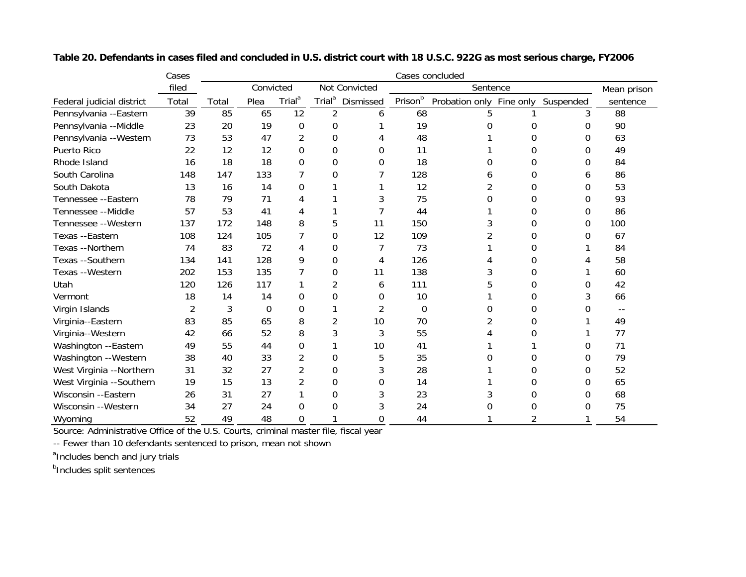**Table 20. Defendants in cases filed and concluded in U.S. district court with 18 U.S.C. 922G as most serious charge, FY2006**

| | Cases filed | Cases concluded | | | | | | | | | |
|---|---|---|---|---|---|---|---|---|---|---|---|
| | | | Convicted | | Not Convicted | | Sentence | | | | Mean prison |
| Federal judicial district | Total | Total | Plea | Trial[a] | Trial[a] | Dismissed | Prison[b] | Probation only | Fine only | Suspended | sentence |
| Pennsylvania --Eastern | 39 | 85 | 65 | 12 | 2 | 6 | 68 | 5 | 1 | 3 | 88 |
| Pennsylvania --Middle | 23 | 20 | 19 | 0 | 0 | 1 | 19 | 0 | 0 | 0 | 90 |
| Pennsylvania --Western | 73 | 53 | 47 | 2 | 0 | 4 | 48 | 1 | 0 | 0 | 63 |
| Puerto Rico | 22 | 12 | 12 | 0 | 0 | 0 | 11 | 1 | 0 | 0 | 49 |
| Rhode Island | 16 | 18 | 18 | 0 | 0 | 0 | 18 | 0 | 0 | 0 | 84 |
| South Carolina | 148 | 147 | 133 | 7 | 0 | 7 | 128 | 6 | 0 | 6 | 86 |
| South Dakota | 13 | 16 | 14 | 0 | 1 | 1 | 12 | 2 | 0 | 0 | 53 |
| Tennessee --Eastern | 78 | 79 | 71 | 4 | 1 | 3 | 75 | 0 | 0 | 0 | 93 |
| Tennessee --Middle | 57 | 53 | 41 | 4 | 1 | 7 | 44 | 1 | 0 | 0 | 86 |
| Tennessee --Western | 137 | 172 | 148 | 8 | 5 | 11 | 150 | 3 | 0 | 0 | 100 |
| Texas --Eastern | 108 | 124 | 105 | 7 | 0 | 12 | 109 | 2 | 0 | 0 | 67 |
| Texas --Northern | 74 | 83 | 72 | 4 | 0 | 7 | 73 | 1 | 0 | 1 | 84 |
| Texas --Southern | 134 | 141 | 128 | 9 | 0 | 4 | 126 | 4 | 0 | 4 | 58 |
| Texas --Western | 202 | 153 | 135 | 7 | 0 | 11 | 138 | 3 | 0 | 1 | 60 |
| Utah | 120 | 126 | 117 | 1 | 2 | 6 | 111 | 5 | 0 | 0 | 42 |
| Vermont | 18 | 14 | 14 | 0 | 0 | 0 | 10 | 1 | 0 | 3 | 66 |
| Virgin Islands | 2 | 3 | 0 | 0 | 1 | 2 | 0 | 0 | 0 | 0 | -- |
| Virginia--Eastern | 83 | 85 | 65 | 8 | 2 | 10 | 70 | 2 | 0 | 1 | 49 |
| Virginia--Western | 42 | 66 | 52 | 8 | 3 | 3 | 55 | 4 | 0 | 1 | 77 |
| Washington --Eastern | 49 | 55 | 44 | 0 | 1 | 10 | 41 | 1 | 1 | 0 | 71 |
| Washington --Western | 38 | 40 | 33 | 2 | 0 | 5 | 35 | 0 | 0 | 0 | 79 |
| West Virginia --Northern | 31 | 32 | 27 | 2 | 0 | 3 | 28 | 1 | 0 | 0 | 52 |
| West Virginia --Southern | 19 | 15 | 13 | 2 | 0 | 0 | 14 | 1 | 0 | 0 | 65 |
| Wisconsin --Eastern | 26 | 31 | 27 | 1 | 0 | 3 | 23 | 3 | 0 | 0 | 68 |
| Wisconsin --Western | 34 | 27 | 24 | 0 | 0 | 3 | 24 | 0 | 0 | 0 | 75 |
| Wyoming | 52 | 49 | 48 | 0 | 1 | 0 | 44 | 1 | 2 | 1 | 54 |

Source: Administrative Office of the U.S. Courts, criminal master file, fiscal year

-- Fewer than 10 defendants sentenced to prison, mean not shown

[a]Includes bench and jury trials

[b]Includes split sentences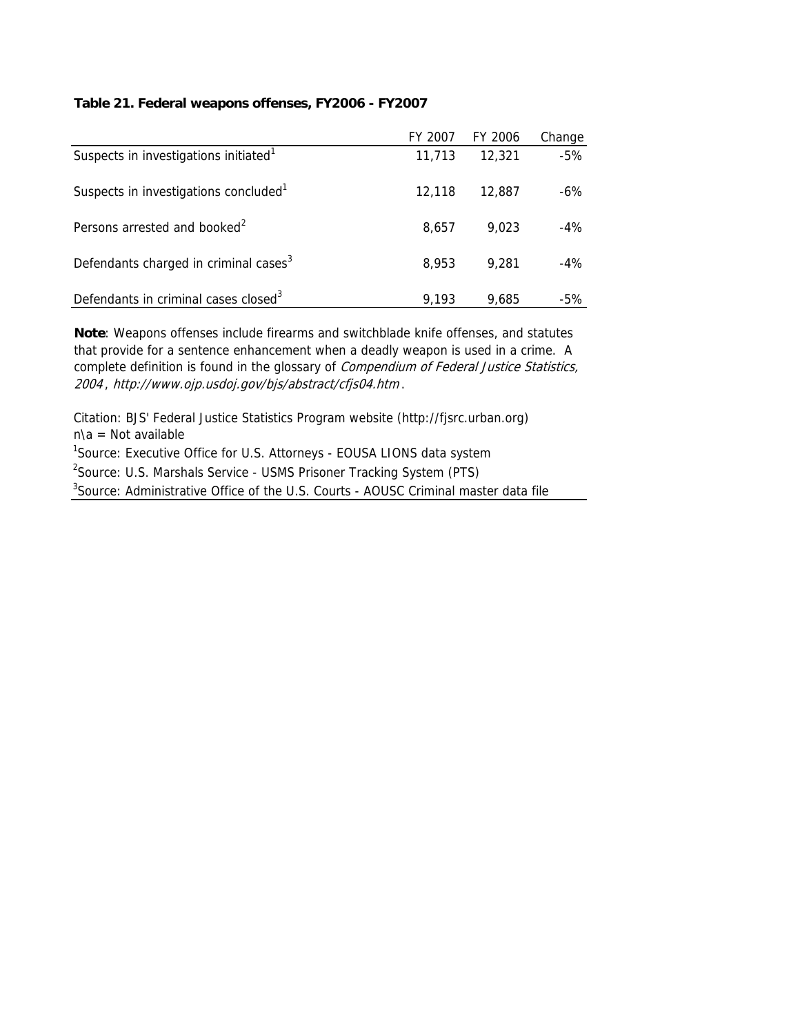**Table 21. Federal weapons offenses, FY2006 - FY2007**

| | FY 2007 | FY 2006 | Change |
|---|---|---|---|
| Suspects in investigations initiated[1] | 11,713 | 12,321 | -5% |
| Suspects in investigations concluded[1] | 12,118 | 12,887 | -6% |
| Persons arrested and booked[2] | 8,657 | 9,023 | -4% |
| Defendants charged in criminal cases[3] | 8,953 | 9,281 | -4% |
| Defendants in criminal cases closed[3] | 9,193 | 9,685 | -5% |

**Note**: Weapons offenses include firearms and switchblade knife offenses, and statutes that provide for a sentence enhancement when a deadly weapon is used in a crime. A complete definition is found in the glossary of *Compendium of Federal Justice Statistics, 2004*, *http://www.ojp.usdoj.gov/bjs/abstract/cfjs04.htm*.

Citation: BJS' Federal Justice Statistics Program website (http://fjsrc.urban.org)
n\a = Not available
[1]Source: Executive Office for U.S. Attorneys - EOUSA LIONS data system
[2]Source: U.S. Marshals Service - USMS Prisoner Tracking System (PTS)
[3]Source: Administrative Office of the U.S. Courts - AOUSC Criminal master data file